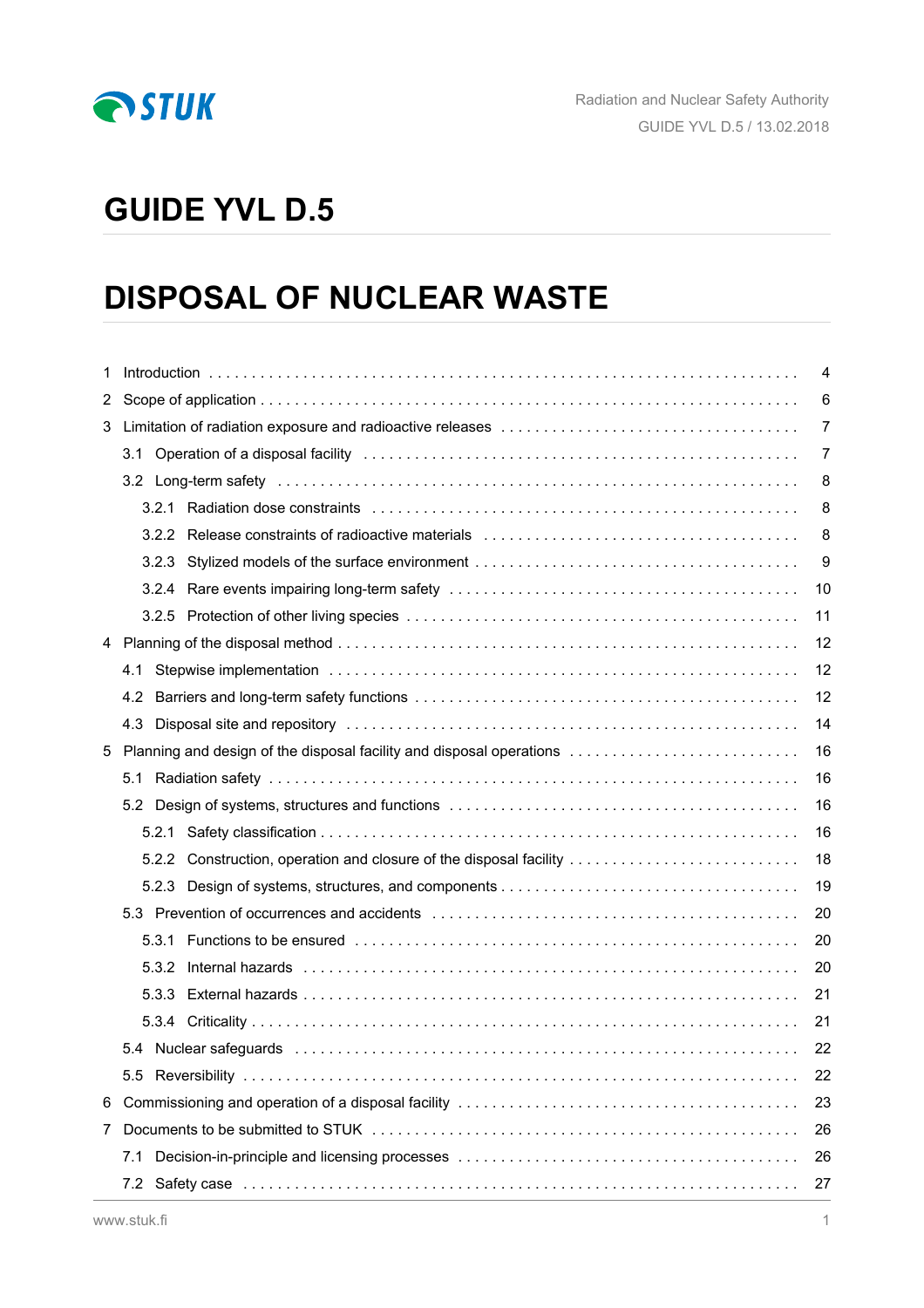Radiation and Nuclear Safety Authority

GUIDE YVL D.5 / 13.02.2018

# GUIDE YVL D.5

# DISPOSAL OF NUCLEAR WASTE

- 1 Introduction . . . . . 4
- 2 Scope of application . . . . . 6
- 3 Limitation of radiation exposure and radioactive releases . . . . . 7
  - 3.1 Operation of a disposal facility . . . . . 7
  - 3.2 Long-term safety . . . . . 8
    - 3.2.1 Radiation dose constraints . . . . . 8
    - 3.2.2 Release constraints of radioactive materials . . . . . 8
    - 3.2.3 Stylized models of the surface environment . . . . . 9
    - 3.2.4 Rare events impairing long-term safety . . . . . 10
    - 3.2.5 Protection of other living species . . . . . 11
- 4 Planning of the disposal method . . . . . 12
  - 4.1 Stepwise implementation . . . . . 12
  - 4.2 Barriers and long-term safety functions . . . . . 12
  - 4.3 Disposal site and repository . . . . . 14
- 5 Planning and design of the disposal facility and disposal operations . . . . . 16
  - 5.1 Radiation safety . . . . . 16
  - 5.2 Design of systems, structures and functions . . . . . 16
    - 5.2.1 Safety classification . . . . . 16
    - 5.2.2 Construction, operation and closure of the disposal facility . . . . . 18
    - 5.2.3 Design of systems, structures, and components . . . . . 19
  - 5.3 Prevention of occurrences and accidents . . . . . 20
    - 5.3.1 Functions to be ensured . . . . . 20
    - 5.3.2 Internal hazards . . . . . 20
    - 5.3.3 External hazards . . . . . 21
    - 5.3.4 Criticality . . . . . 21
  - 5.4 Nuclear safeguards . . . . . 22
  - 5.5 Reversibility . . . . . 22
- 6 Commissioning and operation of a disposal facility . . . . . 23
- 7 Documents to be submitted to STUK . . . . . 26
  - 7.1 Decision-in-principle and licensing processes . . . . . 26
  - 7.2 Safety case . . . . . 27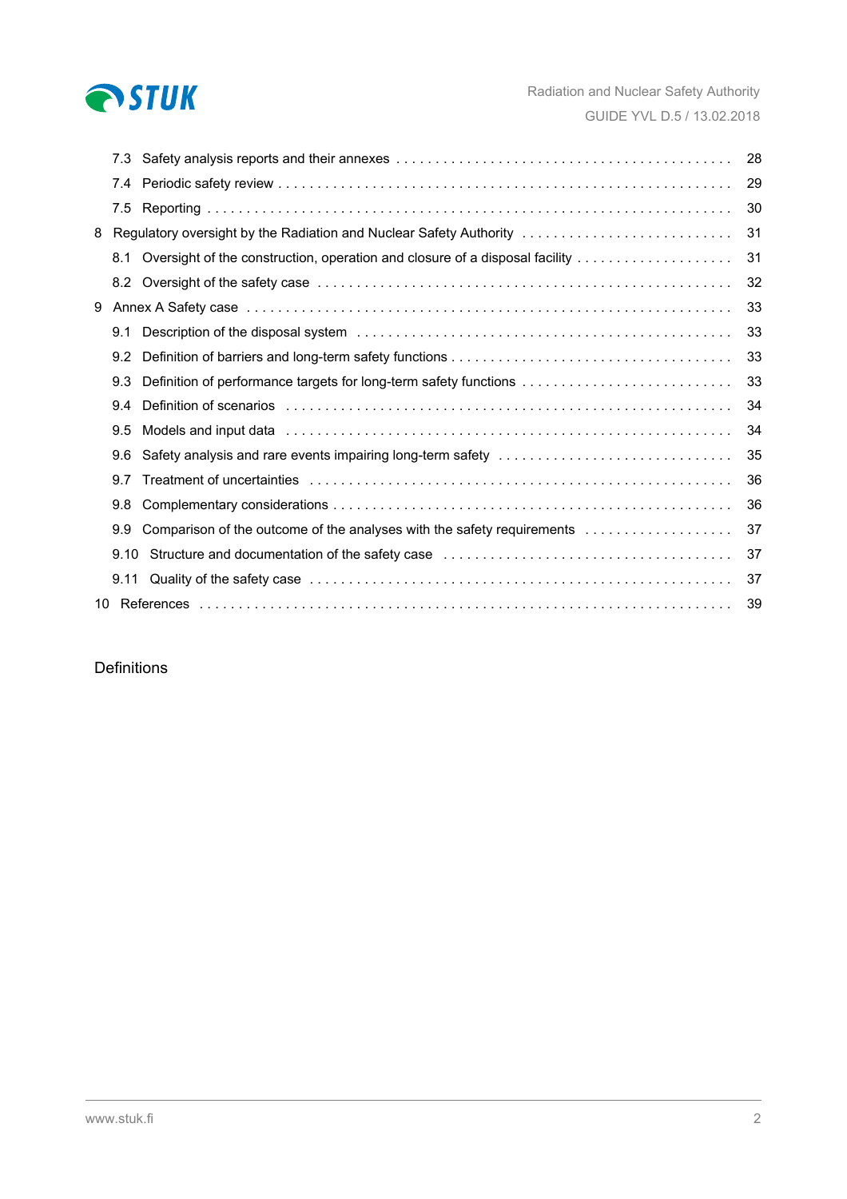7.3 Safety analysis reports and their annexes . . . 28
7.4 Periodic safety review . . . 29
7.5 Reporting . . . 30

8 Regulatory oversight by the Radiation and Nuclear Safety Authority . . . 31
8.1 Oversight of the construction, operation and closure of a disposal facility . . . 31
8.2 Oversight of the safety case . . . 32

9 Annex A Safety case . . . 33
9.1 Description of the disposal system . . . 33
9.2 Definition of barriers and long-term safety functions . . . 33
9.3 Definition of performance targets for long-term safety functions . . . 33
9.4 Definition of scenarios . . . 34
9.5 Models and input data . . . 34
9.6 Safety analysis and rare events impairing long-term safety . . . 35
9.7 Treatment of uncertainties . . . 36
9.8 Complementary considerations . . . 36
9.9 Comparison of the outcome of the analyses with the safety requirements . . . 37
9.10 Structure and documentation of the safety case . . . 37
9.11 Quality of the safety case . . . 37

10 References . . . 39

## Definitions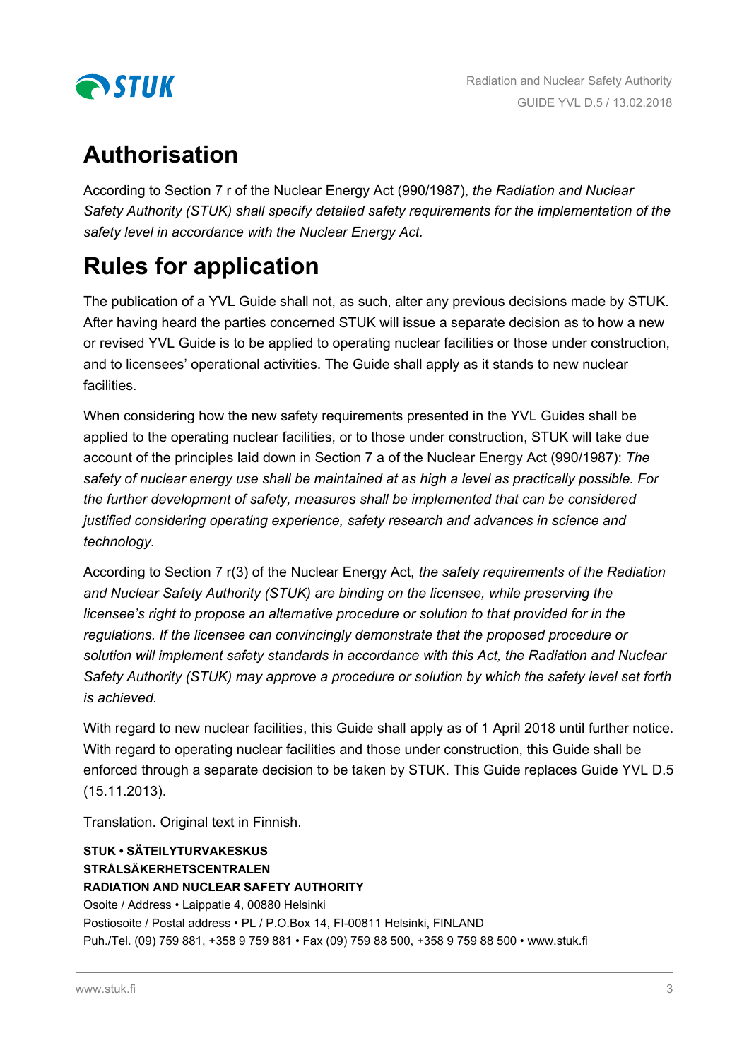# Authorisation

According to Section 7 r of the Nuclear Energy Act (990/1987), *the Radiation and Nuclear Safety Authority (STUK) shall specify detailed safety requirements for the implementation of the safety level in accordance with the Nuclear Energy Act.*

# Rules for application

The publication of a YVL Guide shall not, as such, alter any previous decisions made by STUK. After having heard the parties concerned STUK will issue a separate decision as to how a new or revised YVL Guide is to be applied to operating nuclear facilities or those under construction, and to licensees' operational activities. The Guide shall apply as it stands to new nuclear facilities.

When considering how the new safety requirements presented in the YVL Guides shall be applied to the operating nuclear facilities, or to those under construction, STUK will take due account of the principles laid down in Section 7 a of the Nuclear Energy Act (990/1987): *The safety of nuclear energy use shall be maintained at as high a level as practically possible. For the further development of safety, measures shall be implemented that can be considered justified considering operating experience, safety research and advances in science and technology.*

According to Section 7 r(3) of the Nuclear Energy Act, *the safety requirements of the Radiation and Nuclear Safety Authority (STUK) are binding on the licensee, while preserving the licensee's right to propose an alternative procedure or solution to that provided for in the regulations. If the licensee can convincingly demonstrate that the proposed procedure or solution will implement safety standards in accordance with this Act, the Radiation and Nuclear Safety Authority (STUK) may approve a procedure or solution by which the safety level set forth is achieved.*

With regard to new nuclear facilities, this Guide shall apply as of 1 April 2018 until further notice. With regard to operating nuclear facilities and those under construction, this Guide shall be enforced through a separate decision to be taken by STUK. This Guide replaces Guide YVL D.5 (15.11.2013).

Translation. Original text in Finnish.

**STUK • SÄTEILYTURVAKESKUS**
**STRÅLSÄKERHETSCENTRALEN**
**RADIATION AND NUCLEAR SAFETY AUTHORITY**
Osoite / Address • Laippatie 4, 00880 Helsinki
Postiosoite / Postal address • PL / P.O.Box 14, FI-00811 Helsinki, FINLAND
Puh./Tel. (09) 759 881, +358 9 759 881 • Fax (09) 759 88 500, +358 9 759 88 500 • www.stuk.fi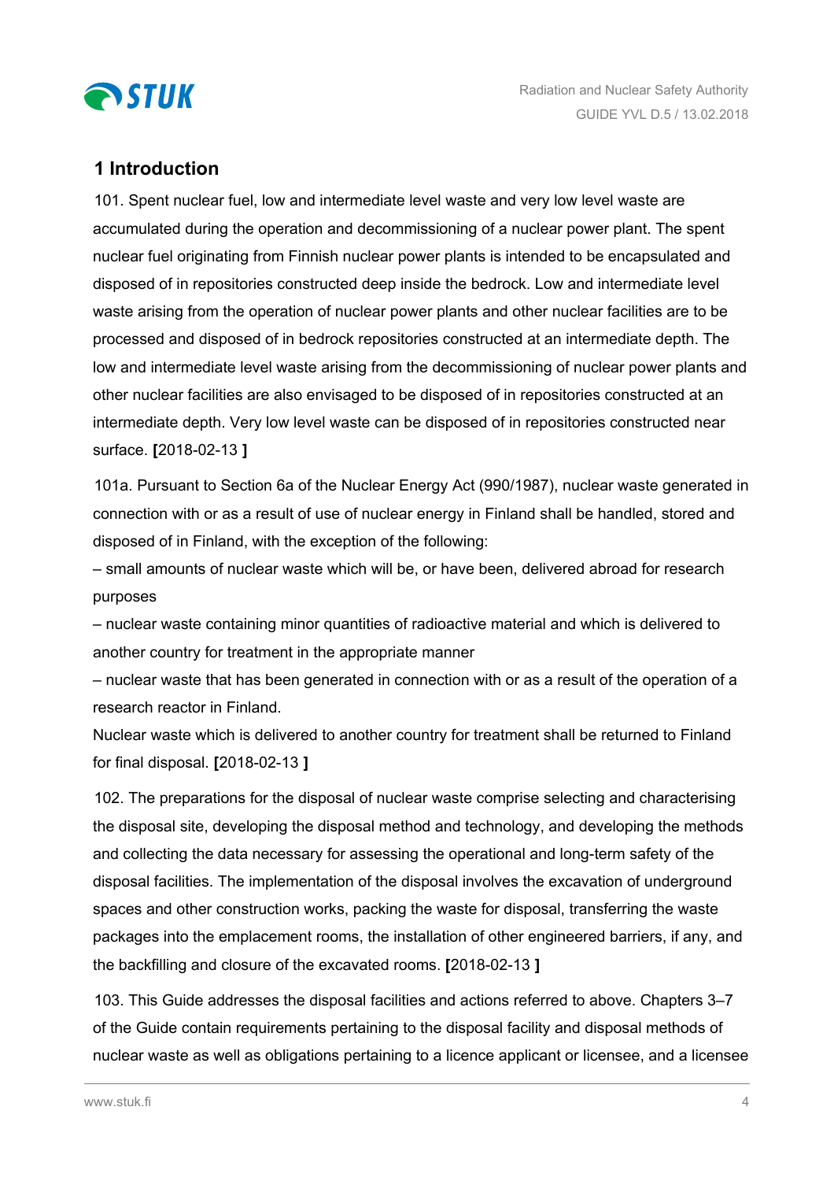## 1 Introduction

101. Spent nuclear fuel, low and intermediate level waste and very low level waste are accumulated during the operation and decommissioning of a nuclear power plant. The spent nuclear fuel originating from Finnish nuclear power plants is intended to be encapsulated and disposed of in repositories constructed deep inside the bedrock. Low and intermediate level waste arising from the operation of nuclear power plants and other nuclear facilities are to be processed and disposed of in bedrock repositories constructed at an intermediate depth. The low and intermediate level waste arising from the decommissioning of nuclear power plants and other nuclear facilities are also envisaged to be disposed of in repositories constructed at an intermediate depth. Very low level waste can be disposed of in repositories constructed near surface. **[**2018-02-13 **]**

101a. Pursuant to Section 6a of the Nuclear Energy Act (990/1987), nuclear waste generated in connection with or as a result of use of nuclear energy in Finland shall be handled, stored and disposed of in Finland, with the exception of the following:

– small amounts of nuclear waste which will be, or have been, delivered abroad for research purposes

– nuclear waste containing minor quantities of radioactive material and which is delivered to another country for treatment in the appropriate manner

– nuclear waste that has been generated in connection with or as a result of the operation of a research reactor in Finland.

Nuclear waste which is delivered to another country for treatment shall be returned to Finland for final disposal. **[**2018-02-13 **]**

102. The preparations for the disposal of nuclear waste comprise selecting and characterising the disposal site, developing the disposal method and technology, and developing the methods and collecting the data necessary for assessing the operational and long-term safety of the disposal facilities. The implementation of the disposal involves the excavation of underground spaces and other construction works, packing the waste for disposal, transferring the waste packages into the emplacement rooms, the installation of other engineered barriers, if any, and the backfilling and closure of the excavated rooms. **[**2018-02-13 **]**

103. This Guide addresses the disposal facilities and actions referred to above. Chapters 3–7 of the Guide contain requirements pertaining to the disposal facility and disposal methods of nuclear waste as well as obligations pertaining to a licence applicant or licensee, and a licensee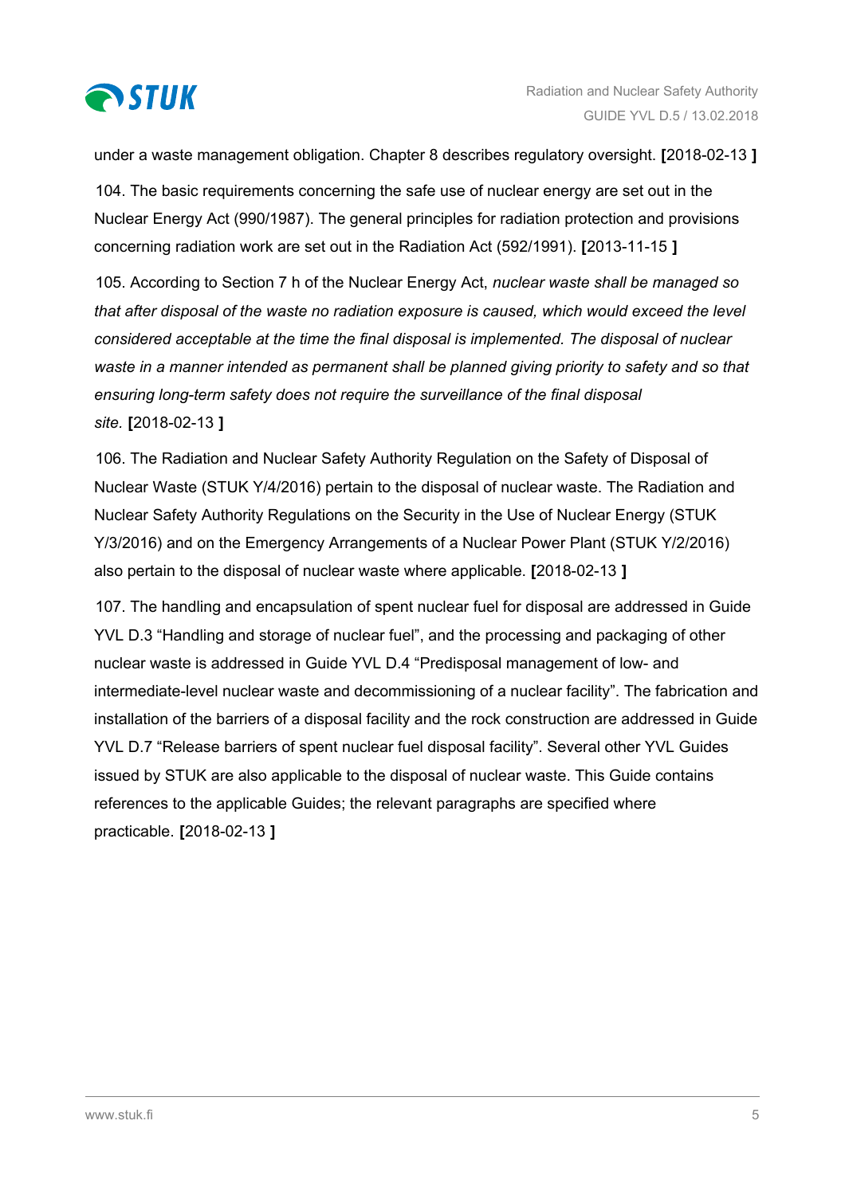under a waste management obligation. Chapter 8 describes regulatory oversight. **[**2018-02-13 **]**

104. The basic requirements concerning the safe use of nuclear energy are set out in the Nuclear Energy Act (990/1987). The general principles for radiation protection and provisions concerning radiation work are set out in the Radiation Act (592/1991). **[**2013-11-15 **]**

105. According to Section 7 h of the Nuclear Energy Act, *nuclear waste shall be managed so that after disposal of the waste no radiation exposure is caused, which would exceed the level considered acceptable at the time the final disposal is implemented. The disposal of nuclear waste in a manner intended as permanent shall be planned giving priority to safety and so that ensuring long-term safety does not require the surveillance of the final disposal site.* **[**2018-02-13 **]**

106. The Radiation and Nuclear Safety Authority Regulation on the Safety of Disposal of Nuclear Waste (STUK Y/4/2016) pertain to the disposal of nuclear waste. The Radiation and Nuclear Safety Authority Regulations on the Security in the Use of Nuclear Energy (STUK Y/3/2016) and on the Emergency Arrangements of a Nuclear Power Plant (STUK Y/2/2016) also pertain to the disposal of nuclear waste where applicable. **[**2018-02-13 **]**

107. The handling and encapsulation of spent nuclear fuel for disposal are addressed in Guide YVL D.3 "Handling and storage of nuclear fuel", and the processing and packaging of other nuclear waste is addressed in Guide YVL D.4 "Predisposal management of low- and intermediate-level nuclear waste and decommissioning of a nuclear facility". The fabrication and installation of the barriers of a disposal facility and the rock construction are addressed in Guide YVL D.7 "Release barriers of spent nuclear fuel disposal facility". Several other YVL Guides issued by STUK are also applicable to the disposal of nuclear waste. This Guide contains references to the applicable Guides; the relevant paragraphs are specified where practicable. **[**2018-02-13 **]**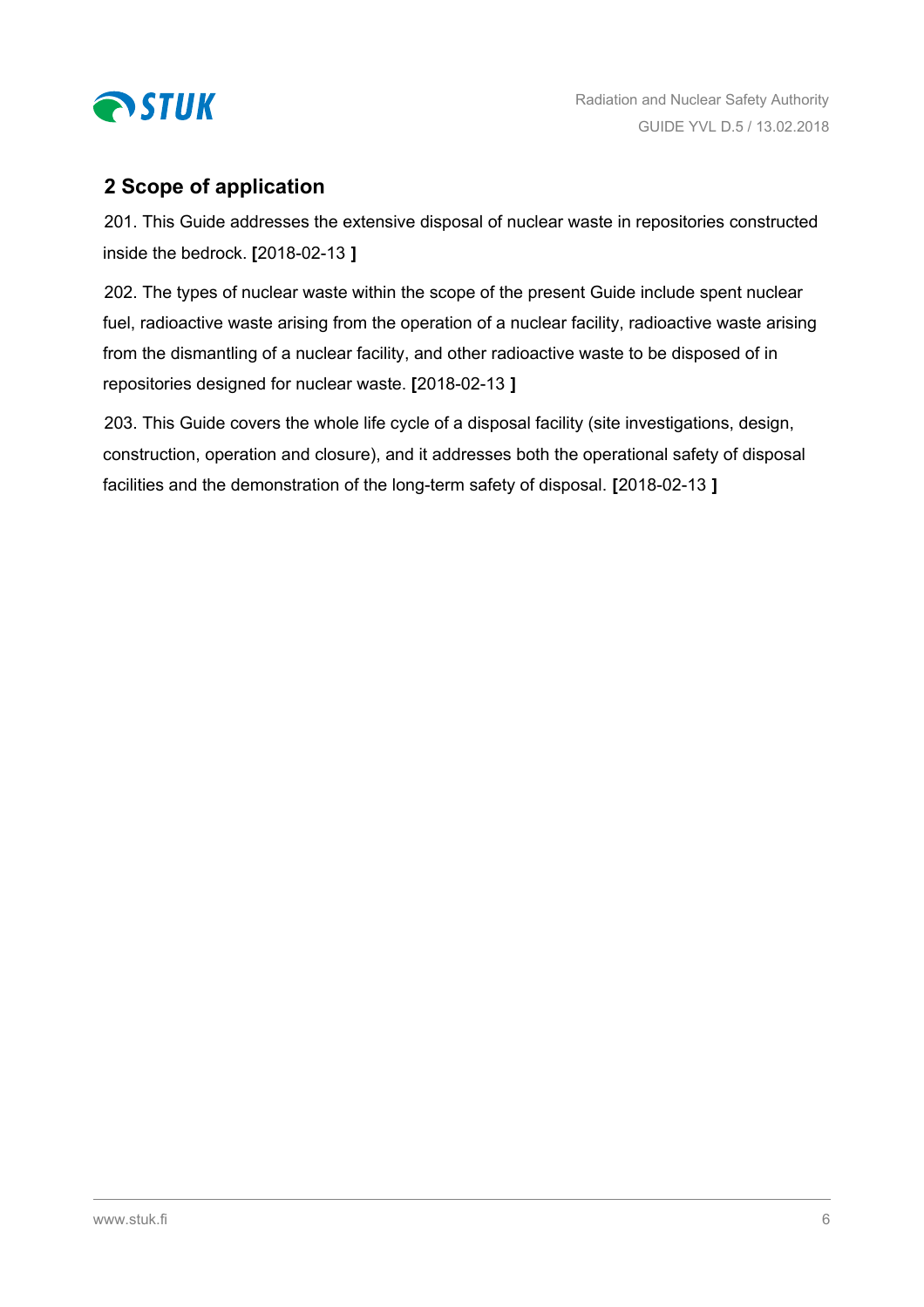## 2 Scope of application

201. This Guide addresses the extensive disposal of nuclear waste in repositories constructed inside the bedrock. **[**2018-02-13 **]**

202. The types of nuclear waste within the scope of the present Guide include spent nuclear fuel, radioactive waste arising from the operation of a nuclear facility, radioactive waste arising from the dismantling of a nuclear facility, and other radioactive waste to be disposed of in repositories designed for nuclear waste. **[**2018-02-13 **]**

203. This Guide covers the whole life cycle of a disposal facility (site investigations, design, construction, operation and closure), and it addresses both the operational safety of disposal facilities and the demonstration of the long-term safety of disposal. **[**2018-02-13 **]**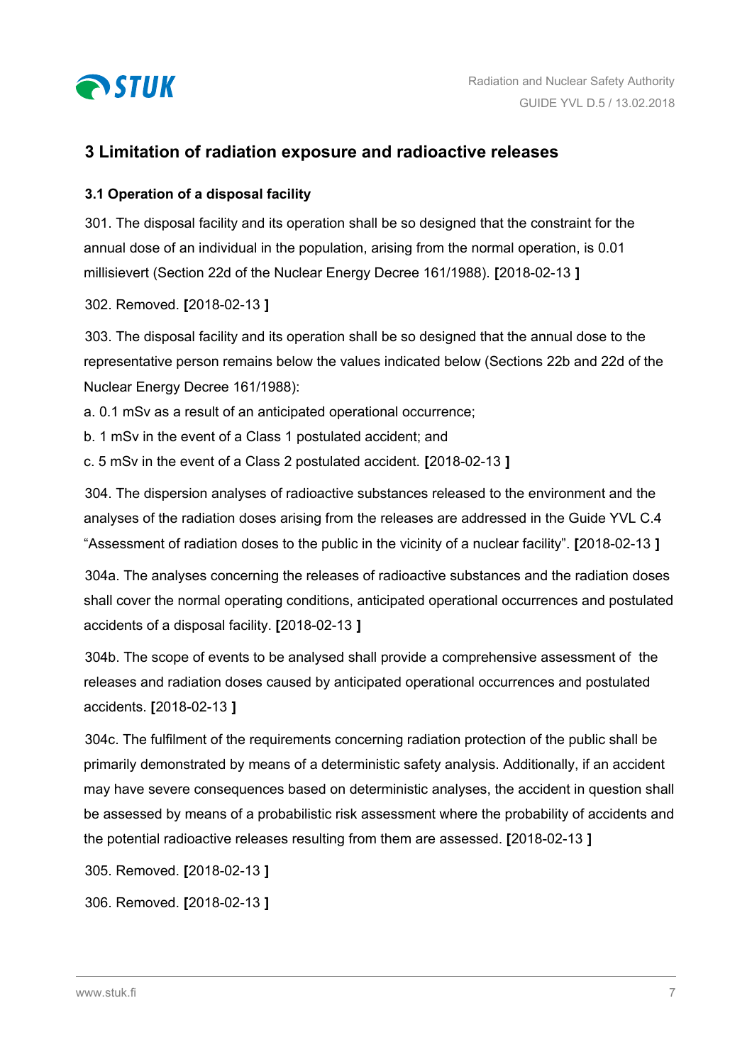## 3 Limitation of radiation exposure and radioactive releases

### 3.1 Operation of a disposal facility

301. The disposal facility and its operation shall be so designed that the constraint for the annual dose of an individual in the population, arising from the normal operation, is 0.01 millisievert (Section 22d of the Nuclear Energy Decree 161/1988). **[**2018-02-13 **]**

302. Removed. **[**2018-02-13 **]**

303. The disposal facility and its operation shall be so designed that the annual dose to the representative person remains below the values indicated below (Sections 22b and 22d of the Nuclear Energy Decree 161/1988):

a. 0.1 mSv as a result of an anticipated operational occurrence;

b. 1 mSv in the event of a Class 1 postulated accident; and

c. 5 mSv in the event of a Class 2 postulated accident. **[**2018-02-13 **]**

304. The dispersion analyses of radioactive substances released to the environment and the analyses of the radiation doses arising from the releases are addressed in the Guide YVL C.4 “Assessment of radiation doses to the public in the vicinity of a nuclear facility”. **[**2018-02-13 **]**

304a. The analyses concerning the releases of radioactive substances and the radiation doses shall cover the normal operating conditions, anticipated operational occurrences and postulated accidents of a disposal facility. **[**2018-02-13 **]**

304b. The scope of events to be analysed shall provide a comprehensive assessment of the releases and radiation doses caused by anticipated operational occurrences and postulated accidents. **[**2018-02-13 **]**

304c. The fulfilment of the requirements concerning radiation protection of the public shall be primarily demonstrated by means of a deterministic safety analysis. Additionally, if an accident may have severe consequences based on deterministic analyses, the accident in question shall be assessed by means of a probabilistic risk assessment where the probability of accidents and the potential radioactive releases resulting from them are assessed. **[**2018-02-13 **]**

305. Removed. **[**2018-02-13 **]**

306. Removed. **[**2018-02-13 **]**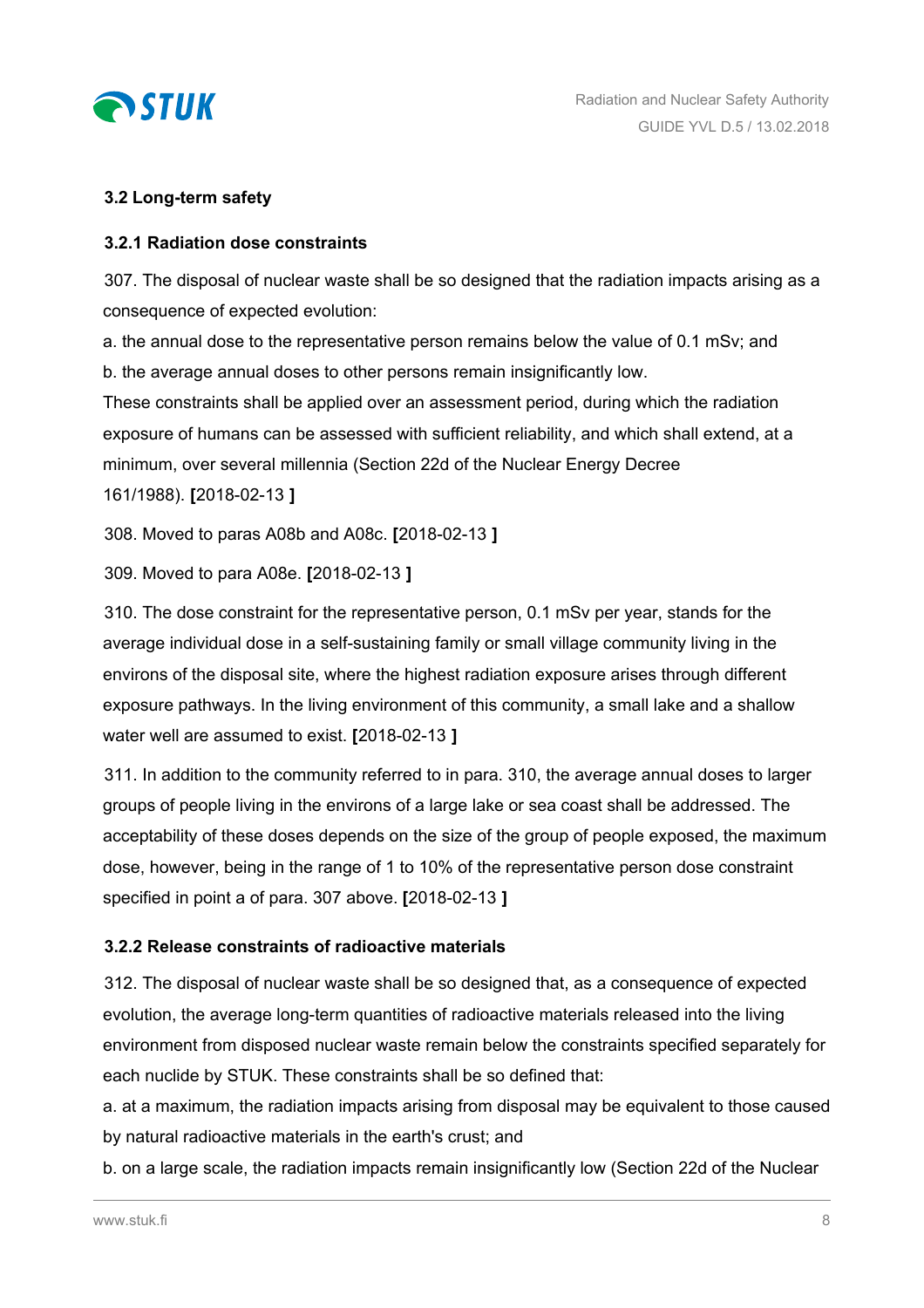### 3.2 Long-term safety

#### 3.2.1 Radiation dose constraints

307. The disposal of nuclear waste shall be so designed that the radiation impacts arising as a consequence of expected evolution:

a. the annual dose to the representative person remains below the value of 0.1 mSv; and

b. the average annual doses to other persons remain insignificantly low.

These constraints shall be applied over an assessment period, during which the radiation exposure of humans can be assessed with sufficient reliability, and which shall extend, at a minimum, over several millennia (Section 22d of the Nuclear Energy Decree 161/1988). **[**2018-02-13 **]**

308. Moved to paras A08b and A08c. **[**2018-02-13 **]**

309. Moved to para A08e. **[**2018-02-13 **]**

310. The dose constraint for the representative person, 0.1 mSv per year, stands for the average individual dose in a self-sustaining family or small village community living in the environs of the disposal site, where the highest radiation exposure arises through different exposure pathways. In the living environment of this community, a small lake and a shallow water well are assumed to exist. **[**2018-02-13 **]**

311. In addition to the community referred to in para. 310, the average annual doses to larger groups of people living in the environs of a large lake or sea coast shall be addressed. The acceptability of these doses depends on the size of the group of people exposed, the maximum dose, however, being in the range of 1 to 10% of the representative person dose constraint specified in point a of para. 307 above. **[**2018-02-13 **]**

#### 3.2.2 Release constraints of radioactive materials

312. The disposal of nuclear waste shall be so designed that, as a consequence of expected evolution, the average long-term quantities of radioactive materials released into the living environment from disposed nuclear waste remain below the constraints specified separately for each nuclide by STUK. These constraints shall be so defined that:

a. at a maximum, the radiation impacts arising from disposal may be equivalent to those caused by natural radioactive materials in the earth's crust; and

b. on a large scale, the radiation impacts remain insignificantly low (Section 22d of the Nuclear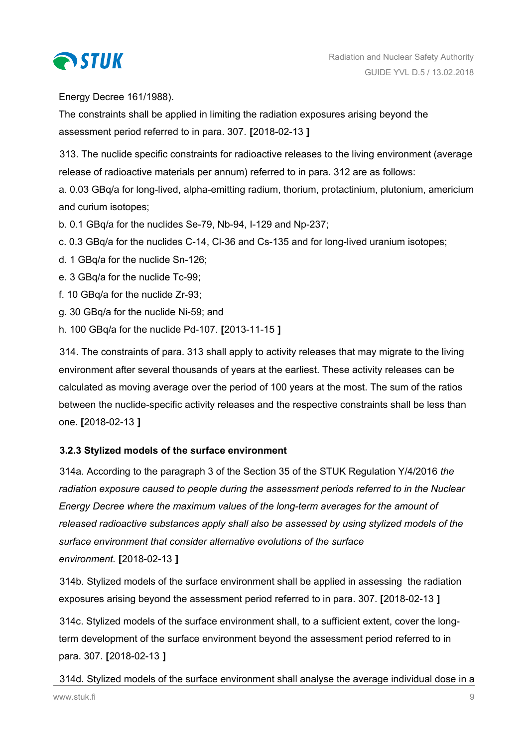Energy Decree 161/1988).

The constraints shall be applied in limiting the radiation exposures arising beyond the assessment period referred to in para. 307. **[**2018-02-13 **]**

313. The nuclide specific constraints for radioactive releases to the living environment (average release of radioactive materials per annum) referred to in para. 312 are as follows:

a. 0.03 GBq/a for long-lived, alpha-emitting radium, thorium, protactinium, plutonium, americium and curium isotopes;

b. 0.1 GBq/a for the nuclides Se-79, Nb-94, I-129 and Np-237;

c. 0.3 GBq/a for the nuclides C-14, Cl-36 and Cs-135 and for long-lived uranium isotopes;

d. 1 GBq/a for the nuclide Sn-126;

e. 3 GBq/a for the nuclide Tc-99;

f. 10 GBq/a for the nuclide Zr-93;

g. 30 GBq/a for the nuclide Ni-59; and

h. 100 GBq/a for the nuclide Pd-107. **[**2013-11-15 **]**

314. The constraints of para. 313 shall apply to activity releases that may migrate to the living environment after several thousands of years at the earliest. These activity releases can be calculated as moving average over the period of 100 years at the most. The sum of the ratios between the nuclide-specific activity releases and the respective constraints shall be less than one. **[**2018-02-13 **]**

### 3.2.3 Stylized models of the surface environment

314a. According to the paragraph 3 of the Section 35 of the STUK Regulation Y/4/2016 *the radiation exposure caused to people during the assessment periods referred to in the Nuclear Energy Decree where the maximum values of the long-term averages for the amount of released radioactive substances apply shall also be assessed by using stylized models of the surface environment that consider alternative evolutions of the surface environment.* **[**2018-02-13 **]**

314b. Stylized models of the surface environment shall be applied in assessing the radiation exposures arising beyond the assessment period referred to in para. 307. **[**2018-02-13 **]**

314c. Stylized models of the surface environment shall, to a sufficient extent, cover the long-term development of the surface environment beyond the assessment period referred to in para. 307. **[**2018-02-13 **]**

314d. Stylized models of the surface environment shall analyse the average individual dose in a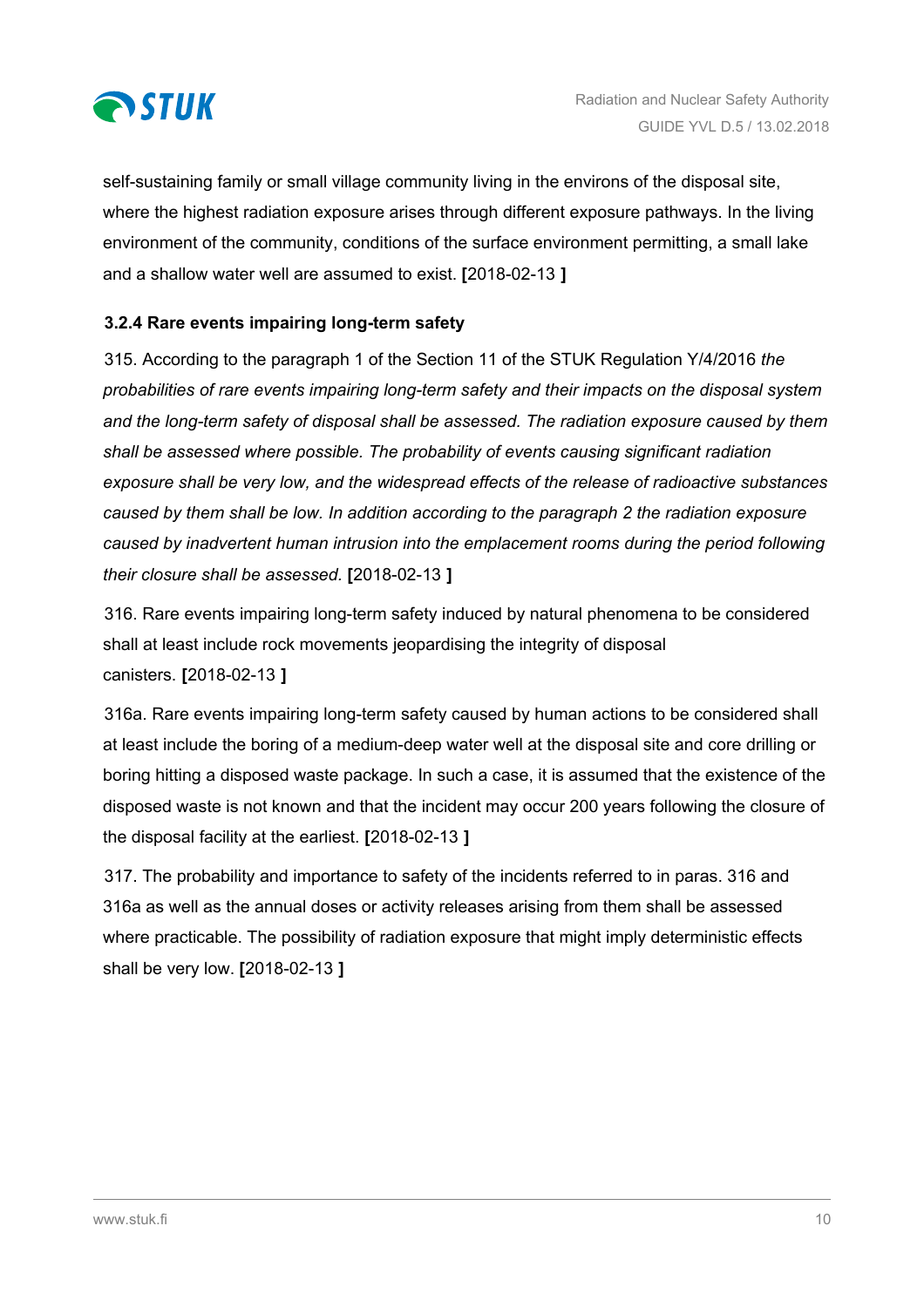self-sustaining family or small village community living in the environs of the disposal site, where the highest radiation exposure arises through different exposure pathways. In the living environment of the community, conditions of the surface environment permitting, a small lake and a shallow water well are assumed to exist. **[**2018-02-13 **]**

### 3.2.4 Rare events impairing long-term safety

315. According to the paragraph 1 of the Section 11 of the STUK Regulation Y/4/2016 *the probabilities of rare events impairing long-term safety and their impacts on the disposal system and the long-term safety of disposal shall be assessed. The radiation exposure caused by them shall be assessed where possible. The probability of events causing significant radiation exposure shall be very low, and the widespread effects of the release of radioactive substances caused by them shall be low. In addition according to the paragraph 2 the radiation exposure caused by inadvertent human intrusion into the emplacement rooms during the period following their closure shall be assessed.* **[**2018-02-13 **]**

316. Rare events impairing long-term safety induced by natural phenomena to be considered shall at least include rock movements jeopardising the integrity of disposal canisters. **[**2018-02-13 **]**

316a. Rare events impairing long-term safety caused by human actions to be considered shall at least include the boring of a medium-deep water well at the disposal site and core drilling or boring hitting a disposed waste package. In such a case, it is assumed that the existence of the disposed waste is not known and that the incident may occur 200 years following the closure of the disposal facility at the earliest. **[**2018-02-13 **]**

317. The probability and importance to safety of the incidents referred to in paras. 316 and 316a as well as the annual doses or activity releases arising from them shall be assessed where practicable. The possibility of radiation exposure that might imply deterministic effects shall be very low. **[**2018-02-13 **]**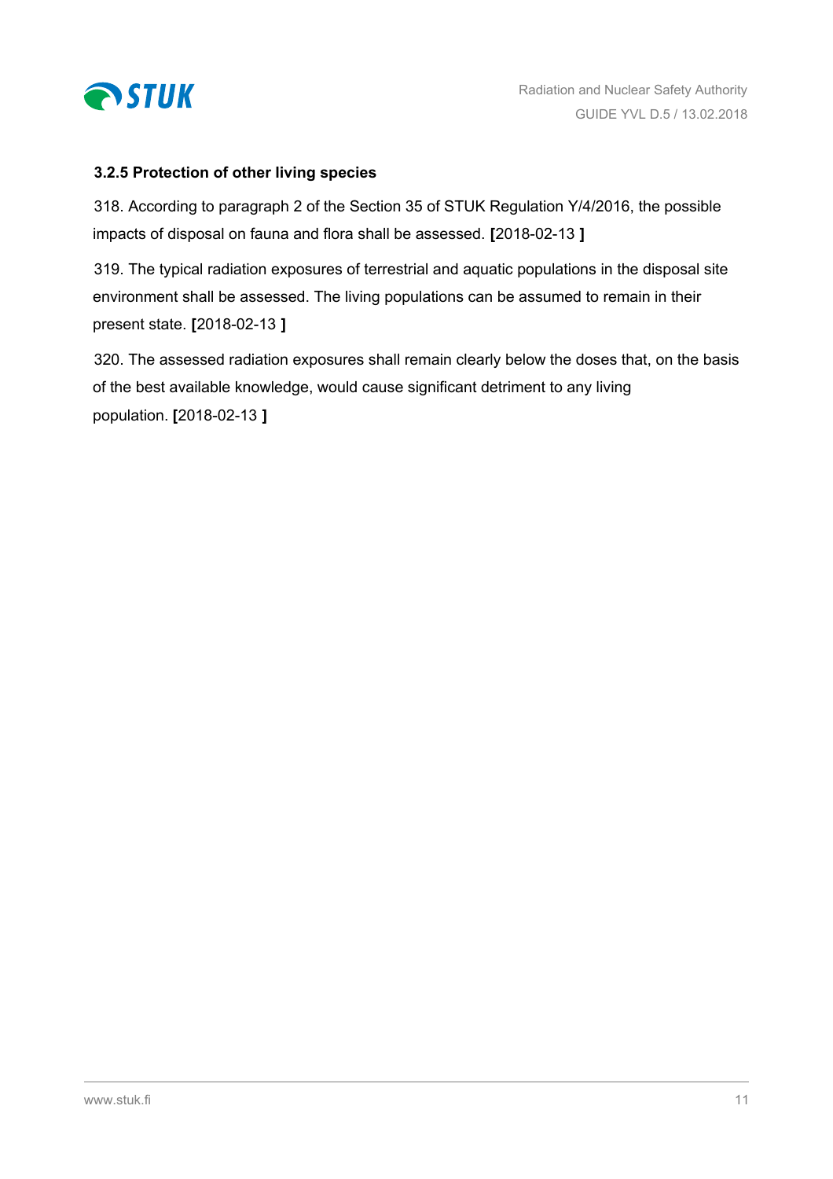### 3.2.5 Protection of other living species

318. According to paragraph 2 of the Section 35 of STUK Regulation Y/4/2016, the possible impacts of disposal on fauna and flora shall be assessed. **[**2018-02-13 **]**

319. The typical radiation exposures of terrestrial and aquatic populations in the disposal site environment shall be assessed. The living populations can be assumed to remain in their present state. **[**2018-02-13 **]**

320. The assessed radiation exposures shall remain clearly below the doses that, on the basis of the best available knowledge, would cause significant detriment to any living population. **[**2018-02-13 **]**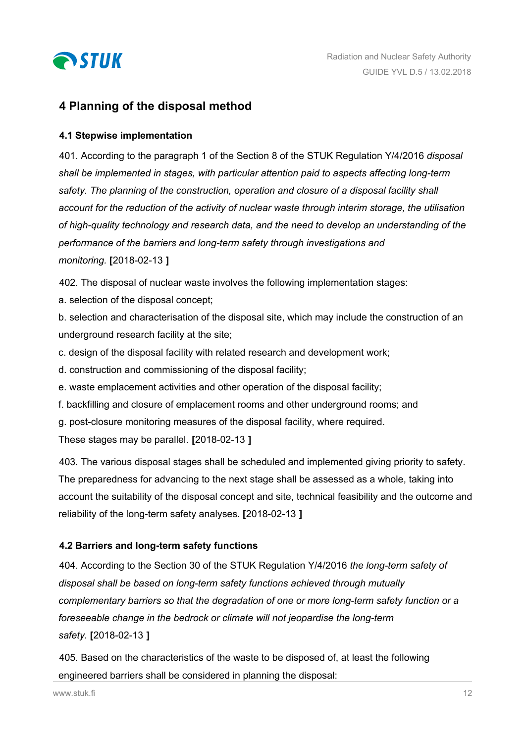## 4 Planning of the disposal method

### 4.1 Stepwise implementation

401. According to the paragraph 1 of the Section 8 of the STUK Regulation Y/4/2016 *disposal shall be implemented in stages, with particular attention paid to aspects affecting long-term safety. The planning of the construction, operation and closure of a disposal facility shall account for the reduction of the activity of nuclear waste through interim storage, the utilisation of high-quality technology and research data, and the need to develop an understanding of the performance of the barriers and long-term safety through investigations and monitoring.* **[**2018-02-13 **]**

402. The disposal of nuclear waste involves the following implementation stages:

a. selection of the disposal concept;

b. selection and characterisation of the disposal site, which may include the construction of an underground research facility at the site;

c. design of the disposal facility with related research and development work;

d. construction and commissioning of the disposal facility;

e. waste emplacement activities and other operation of the disposal facility;

f. backfilling and closure of emplacement rooms and other underground rooms; and

g. post-closure monitoring measures of the disposal facility, where required.

These stages may be parallel. **[**2018-02-13 **]**

403. The various disposal stages shall be scheduled and implemented giving priority to safety. The preparedness for advancing to the next stage shall be assessed as a whole, taking into account the suitability of the disposal concept and site, technical feasibility and the outcome and reliability of the long-term safety analyses. **[**2018-02-13 **]**

### 4.2 Barriers and long-term safety functions

404. According to the Section 30 of the STUK Regulation Y/4/2016 *the long-term safety of disposal shall be based on long-term safety functions achieved through mutually complementary barriers so that the degradation of one or more long-term safety function or a foreseeable change in the bedrock or climate will not jeopardise the long-term safety.* **[**2018-02-13 **]**

405. Based on the characteristics of the waste to be disposed of, at least the following engineered barriers shall be considered in planning the disposal: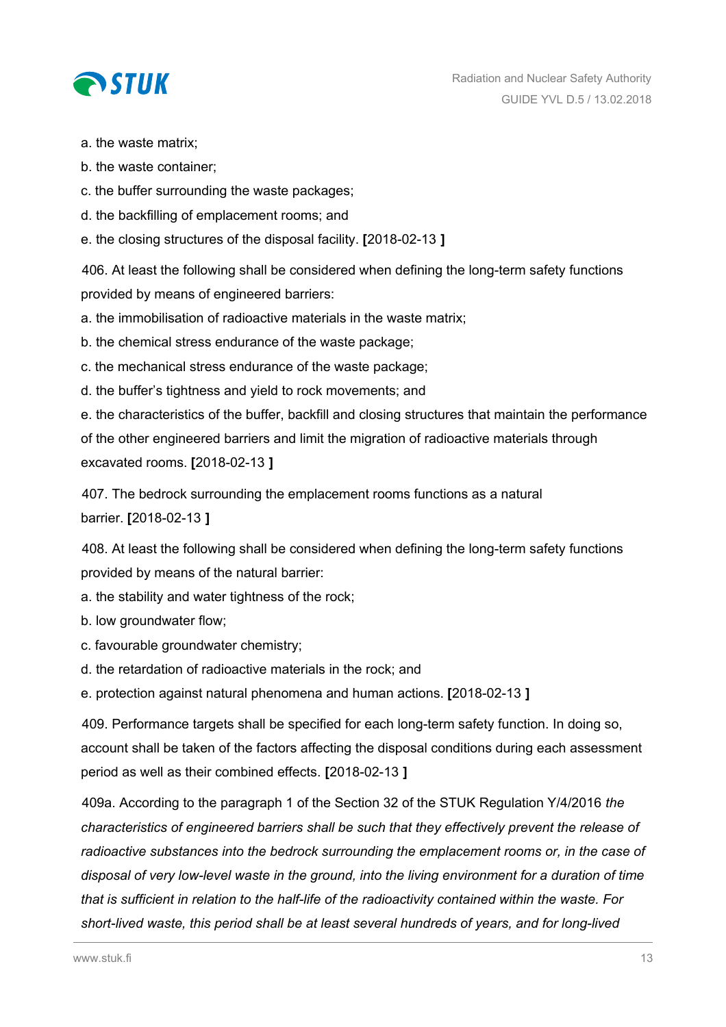a. the waste matrix;

b. the waste container;

c. the buffer surrounding the waste packages;

d. the backfilling of emplacement rooms; and

e. the closing structures of the disposal facility. **[**2018-02-13 **]**

406. At least the following shall be considered when defining the long-term safety functions provided by means of engineered barriers:

a. the immobilisation of radioactive materials in the waste matrix;

b. the chemical stress endurance of the waste package;

c. the mechanical stress endurance of the waste package;

d. the buffer's tightness and yield to rock movements; and

e. the characteristics of the buffer, backfill and closing structures that maintain the performance of the other engineered barriers and limit the migration of radioactive materials through excavated rooms. **[**2018-02-13 **]**

407. The bedrock surrounding the emplacement rooms functions as a natural barrier. **[**2018-02-13 **]**

408. At least the following shall be considered when defining the long-term safety functions provided by means of the natural barrier:

a. the stability and water tightness of the rock;

b. low groundwater flow;

c. favourable groundwater chemistry;

d. the retardation of radioactive materials in the rock; and

e. protection against natural phenomena and human actions. **[**2018-02-13 **]**

409. Performance targets shall be specified for each long-term safety function. In doing so, account shall be taken of the factors affecting the disposal conditions during each assessment period as well as their combined effects. **[**2018-02-13 **]**

409a. According to the paragraph 1 of the Section 32 of the STUK Regulation Y/4/2016 *the characteristics of engineered barriers shall be such that they effectively prevent the release of radioactive substances into the bedrock surrounding the emplacement rooms or, in the case of disposal of very low-level waste in the ground, into the living environment for a duration of time that is sufficient in relation to the half-life of the radioactivity contained within the waste. For short-lived waste, this period shall be at least several hundreds of years, and for long-lived*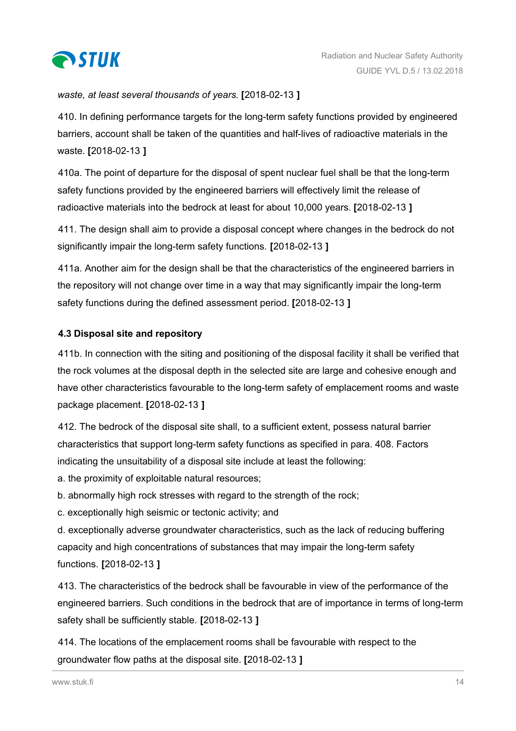*waste, at least several thousands of years.* **[**2018-02-13 **]**

410. In defining performance targets for the long-term safety functions provided by engineered barriers, account shall be taken of the quantities and half-lives of radioactive materials in the waste. **[**2018-02-13 **]**

410a. The point of departure for the disposal of spent nuclear fuel shall be that the long-term safety functions provided by the engineered barriers will effectively limit the release of radioactive materials into the bedrock at least for about 10,000 years. **[**2018-02-13 **]**

411. The design shall aim to provide a disposal concept where changes in the bedrock do not significantly impair the long-term safety functions. **[**2018-02-13 **]**

411a. Another aim for the design shall be that the characteristics of the engineered barriers in the repository will not change over time in a way that may significantly impair the long-term safety functions during the defined assessment period. **[**2018-02-13 **]**

### 4.3 Disposal site and repository

411b. In connection with the siting and positioning of the disposal facility it shall be verified that the rock volumes at the disposal depth in the selected site are large and cohesive enough and have other characteristics favourable to the long-term safety of emplacement rooms and waste package placement. **[**2018-02-13 **]**

412. The bedrock of the disposal site shall, to a sufficient extent, possess natural barrier characteristics that support long-term safety functions as specified in para. 408. Factors indicating the unsuitability of a disposal site include at least the following:

a. the proximity of exploitable natural resources;

b. abnormally high rock stresses with regard to the strength of the rock;

c. exceptionally high seismic or tectonic activity; and

d. exceptionally adverse groundwater characteristics, such as the lack of reducing buffering capacity and high concentrations of substances that may impair the long-term safety functions. **[**2018-02-13 **]**

413. The characteristics of the bedrock shall be favourable in view of the performance of the engineered barriers. Such conditions in the bedrock that are of importance in terms of long-term safety shall be sufficiently stable. **[**2018-02-13 **]**

414. The locations of the emplacement rooms shall be favourable with respect to the groundwater flow paths at the disposal site. **[**2018-02-13 **]**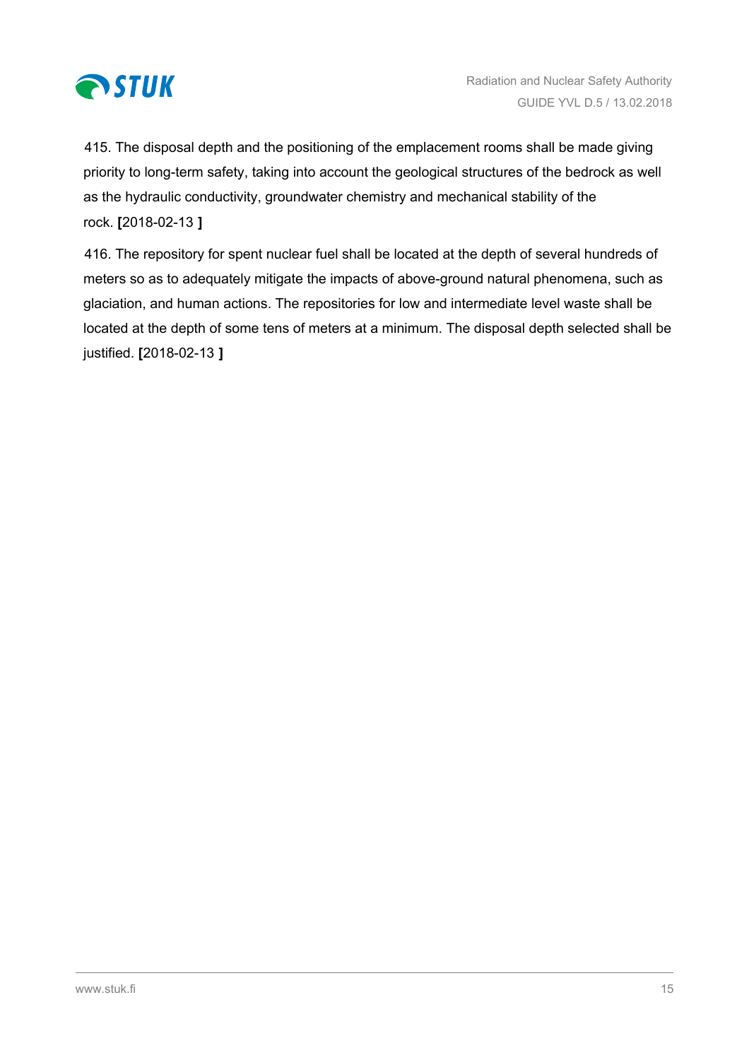415. The disposal depth and the positioning of the emplacement rooms shall be made giving priority to long-term safety, taking into account the geological structures of the bedrock as well as the hydraulic conductivity, groundwater chemistry and mechanical stability of the rock. **[**2018-02-13 **]**

416. The repository for spent nuclear fuel shall be located at the depth of several hundreds of meters so as to adequately mitigate the impacts of above-ground natural phenomena, such as glaciation, and human actions. The repositories for low and intermediate level waste shall be located at the depth of some tens of meters at a minimum. The disposal depth selected shall be justified. **[**2018-02-13 **]**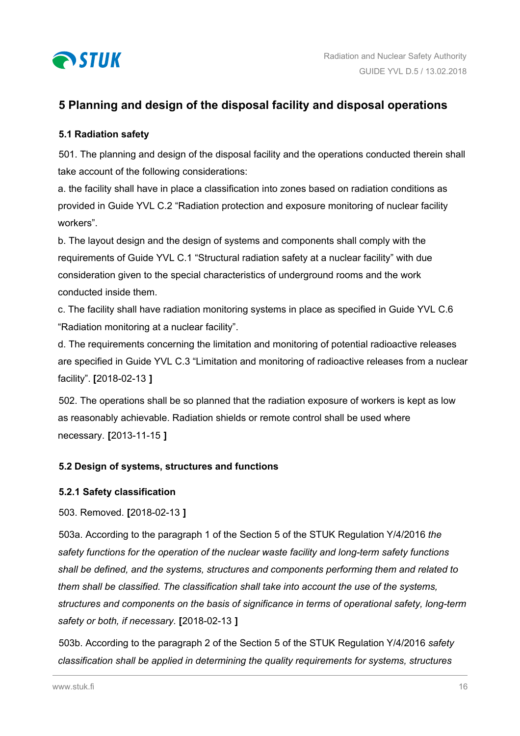## 5 Planning and design of the disposal facility and disposal operations

### 5.1 Radiation safety

501. The planning and design of the disposal facility and the operations conducted therein shall take account of the following considerations:

a. the facility shall have in place a classification into zones based on radiation conditions as provided in Guide YVL C.2 "Radiation protection and exposure monitoring of nuclear facility workers".

b. The layout design and the design of systems and components shall comply with the requirements of Guide YVL C.1 "Structural radiation safety at a nuclear facility" with due consideration given to the special characteristics of underground rooms and the work conducted inside them.

c. The facility shall have radiation monitoring systems in place as specified in Guide YVL C.6 "Radiation monitoring at a nuclear facility".

d. The requirements concerning the limitation and monitoring of potential radioactive releases are specified in Guide YVL C.3 "Limitation and monitoring of radioactive releases from a nuclear facility". **[**2018-02-13 **]**

502. The operations shall be so planned that the radiation exposure of workers is kept as low as reasonably achievable. Radiation shields or remote control shall be used where necessary. **[**2013-11-15 **]**

### 5.2 Design of systems, structures and functions

#### 5.2.1 Safety classification

503. Removed. **[**2018-02-13 **]**

503a. According to the paragraph 1 of the Section 5 of the STUK Regulation Y/4/2016 *the safety functions for the operation of the nuclear waste facility and long-term safety functions shall be defined, and the systems, structures and components performing them and related to them shall be classified. The classification shall take into account the use of the systems, structures and components on the basis of significance in terms of operational safety, long-term safety or both, if necessary.* **[**2018-02-13 **]**

503b. According to the paragraph 2 of the Section 5 of the STUK Regulation Y/4/2016 *safety classification shall be applied in determining the quality requirements for systems, structures*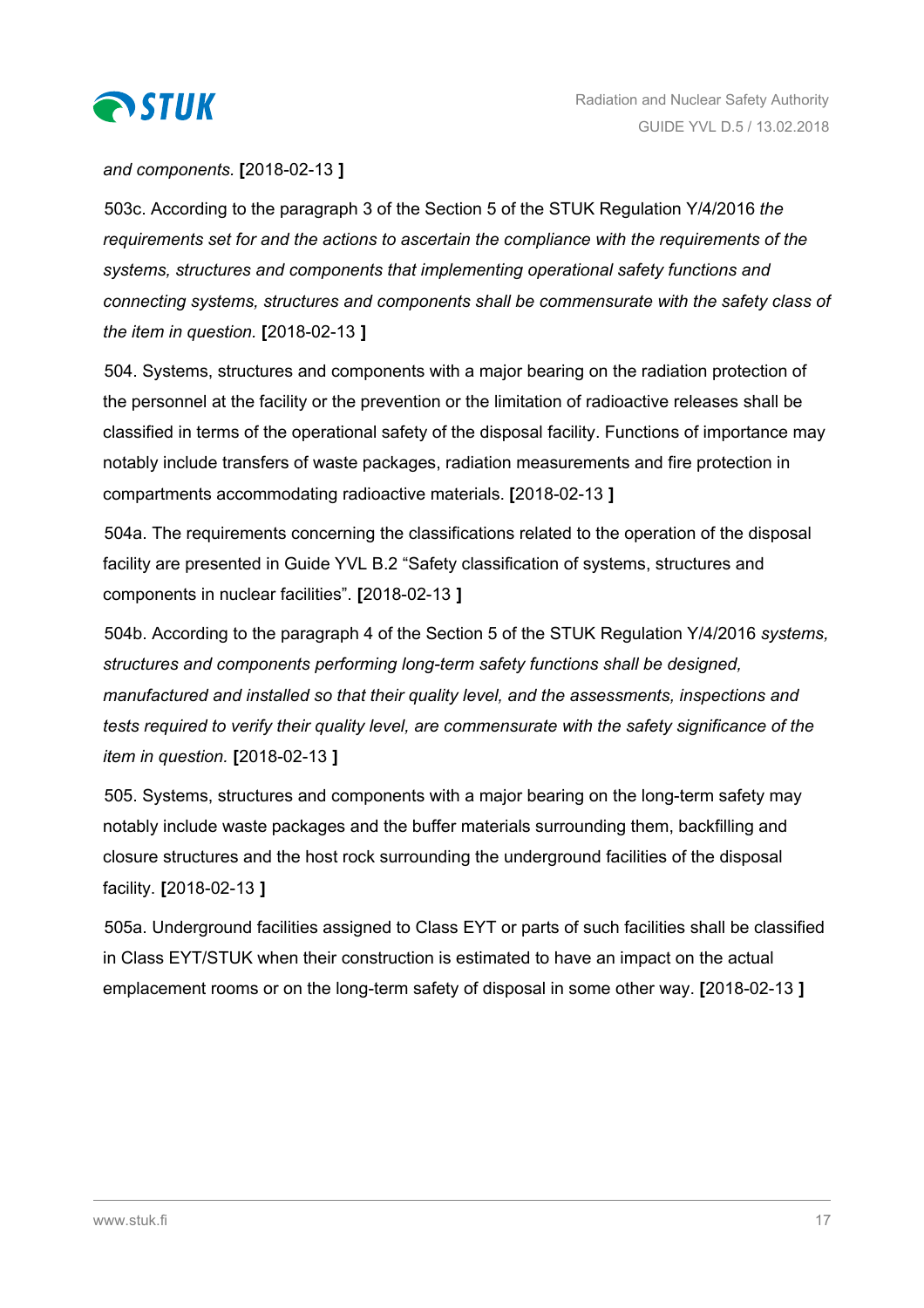*and components.* **[**2018-02-13 **]**

503c. According to the paragraph 3 of the Section 5 of the STUK Regulation Y/4/2016 *the requirements set for and the actions to ascertain the compliance with the requirements of the systems, structures and components that implementing operational safety functions and connecting systems, structures and components shall be commensurate with the safety class of the item in question.* **[**2018-02-13 **]**

504. Systems, structures and components with a major bearing on the radiation protection of the personnel at the facility or the prevention or the limitation of radioactive releases shall be classified in terms of the operational safety of the disposal facility. Functions of importance may notably include transfers of waste packages, radiation measurements and fire protection in compartments accommodating radioactive materials. **[**2018-02-13 **]**

504a. The requirements concerning the classifications related to the operation of the disposal facility are presented in Guide YVL B.2 "Safety classification of systems, structures and components in nuclear facilities". **[**2018-02-13 **]**

504b. According to the paragraph 4 of the Section 5 of the STUK Regulation Y/4/2016 *systems, structures and components performing long-term safety functions shall be designed, manufactured and installed so that their quality level, and the assessments, inspections and tests required to verify their quality level, are commensurate with the safety significance of the item in question.* **[**2018-02-13 **]**

505. Systems, structures and components with a major bearing on the long-term safety may notably include waste packages and the buffer materials surrounding them, backfilling and closure structures and the host rock surrounding the underground facilities of the disposal facility. **[**2018-02-13 **]**

505a. Underground facilities assigned to Class EYT or parts of such facilities shall be classified in Class EYT/STUK when their construction is estimated to have an impact on the actual emplacement rooms or on the long-term safety of disposal in some other way. **[**2018-02-13 **]**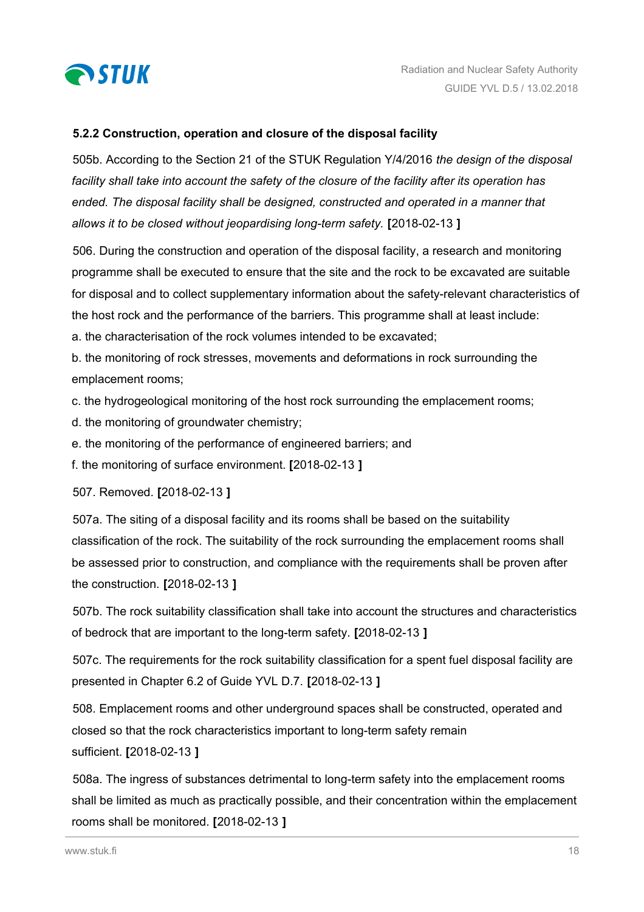### 5.2.2 Construction, operation and closure of the disposal facility

505b. According to the Section 21 of the STUK Regulation Y/4/2016 *the design of the disposal facility shall take into account the safety of the closure of the facility after its operation has ended. The disposal facility shall be designed, constructed and operated in a manner that allows it to be closed without jeopardising long-term safety.* **[**2018-02-13 **]**

506. During the construction and operation of the disposal facility, a research and monitoring programme shall be executed to ensure that the site and the rock to be excavated are suitable for disposal and to collect supplementary information about the safety-relevant characteristics of the host rock and the performance of the barriers. This programme shall at least include:

a. the characterisation of the rock volumes intended to be excavated;

b. the monitoring of rock stresses, movements and deformations in rock surrounding the emplacement rooms;

c. the hydrogeological monitoring of the host rock surrounding the emplacement rooms;

d. the monitoring of groundwater chemistry;

e. the monitoring of the performance of engineered barriers; and

f. the monitoring of surface environment. **[**2018-02-13 **]**

507. Removed. **[**2018-02-13 **]**

507a. The siting of a disposal facility and its rooms shall be based on the suitability classification of the rock. The suitability of the rock surrounding the emplacement rooms shall be assessed prior to construction, and compliance with the requirements shall be proven after the construction. **[**2018-02-13 **]**

507b. The rock suitability classification shall take into account the structures and characteristics of bedrock that are important to the long-term safety. **[**2018-02-13 **]**

507c. The requirements for the rock suitability classification for a spent fuel disposal facility are presented in Chapter 6.2 of Guide YVL D.7. **[**2018-02-13 **]**

508. Emplacement rooms and other underground spaces shall be constructed, operated and closed so that the rock characteristics important to long-term safety remain sufficient. **[**2018-02-13 **]**

508a. The ingress of substances detrimental to long-term safety into the emplacement rooms shall be limited as much as practically possible, and their concentration within the emplacement rooms shall be monitored. **[**2018-02-13 **]**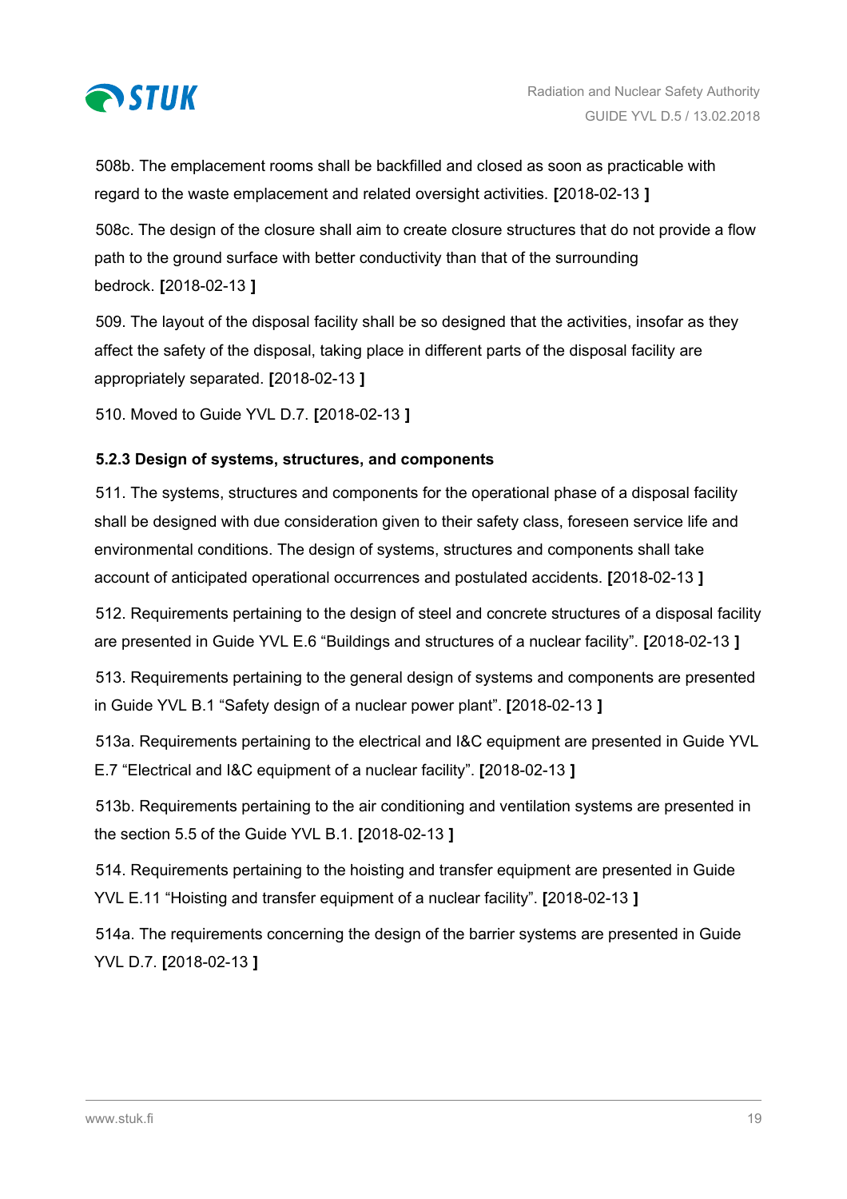508b. The emplacement rooms shall be backfilled and closed as soon as practicable with regard to the waste emplacement and related oversight activities. **[**2018-02-13 **]**

508c. The design of the closure shall aim to create closure structures that do not provide a flow path to the ground surface with better conductivity than that of the surrounding bedrock. **[**2018-02-13 **]**

509. The layout of the disposal facility shall be so designed that the activities, insofar as they affect the safety of the disposal, taking place in different parts of the disposal facility are appropriately separated. **[**2018-02-13 **]**

510. Moved to Guide YVL D.7. **[**2018-02-13 **]**

### 5.2.3 Design of systems, structures, and components

511. The systems, structures and components for the operational phase of a disposal facility shall be designed with due consideration given to their safety class, foreseen service life and environmental conditions. The design of systems, structures and components shall take account of anticipated operational occurrences and postulated accidents. **[**2018-02-13 **]**

512. Requirements pertaining to the design of steel and concrete structures of a disposal facility are presented in Guide YVL E.6 “Buildings and structures of a nuclear facility”. **[**2018-02-13 **]**

513. Requirements pertaining to the general design of systems and components are presented in Guide YVL B.1 “Safety design of a nuclear power plant”. **[**2018-02-13 **]**

513a. Requirements pertaining to the electrical and I&C equipment are presented in Guide YVL E.7 “Electrical and I&C equipment of a nuclear facility”. **[**2018-02-13 **]**

513b. Requirements pertaining to the air conditioning and ventilation systems are presented in the section 5.5 of the Guide YVL B.1. **[**2018-02-13 **]**

514. Requirements pertaining to the hoisting and transfer equipment are presented in Guide YVL E.11 “Hoisting and transfer equipment of a nuclear facility”. **[**2018-02-13 **]**

514a. The requirements concerning the design of the barrier systems are presented in Guide YVL D.7. **[**2018-02-13 **]**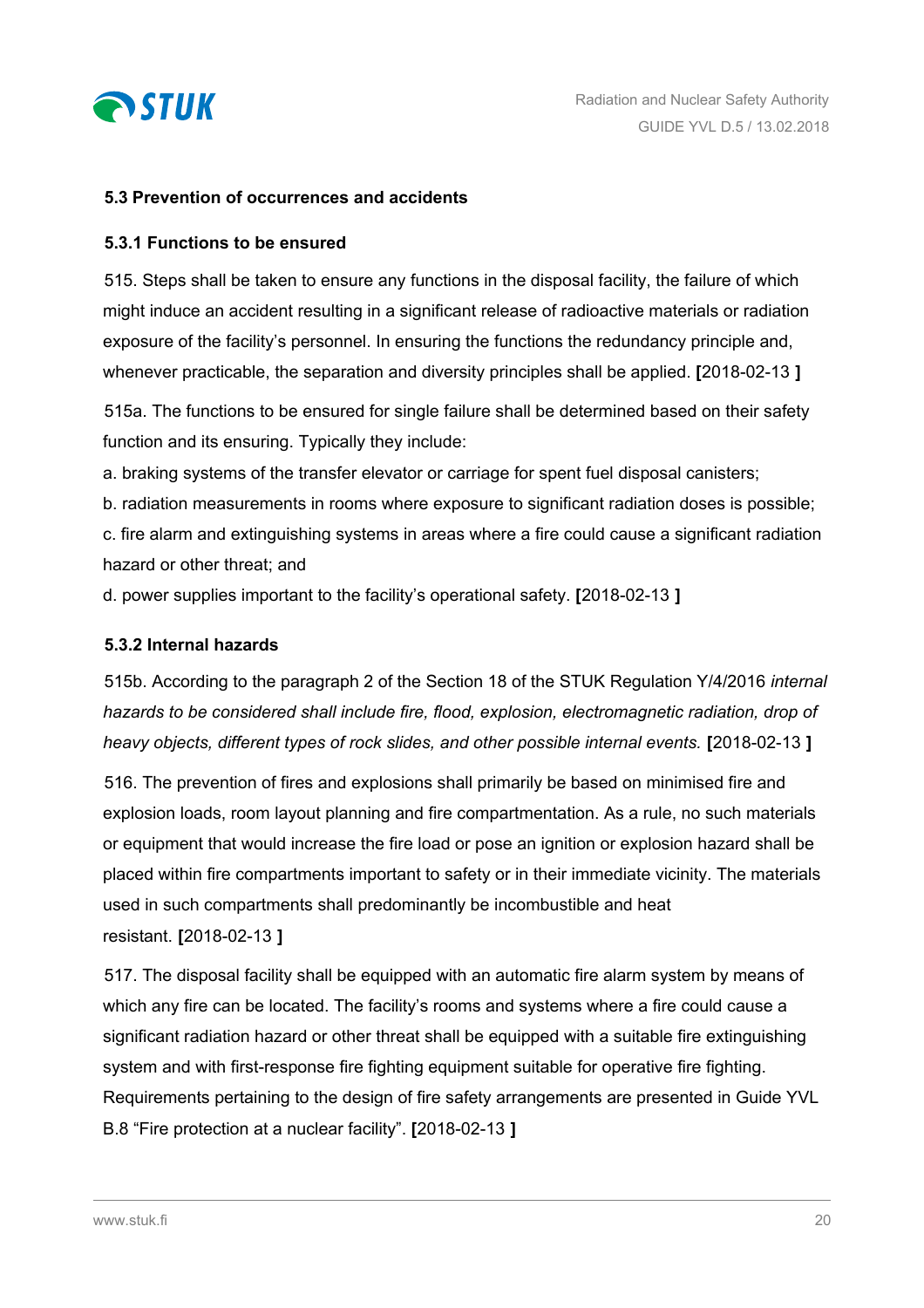### 5.3 Prevention of occurrences and accidents

#### 5.3.1 Functions to be ensured

515. Steps shall be taken to ensure any functions in the disposal facility, the failure of which might induce an accident resulting in a significant release of radioactive materials or radiation exposure of the facility's personnel. In ensuring the functions the redundancy principle and, whenever practicable, the separation and diversity principles shall be applied. **[**2018-02-13 **]**

515a. The functions to be ensured for single failure shall be determined based on their safety function and its ensuring. Typically they include:

a. braking systems of the transfer elevator or carriage for spent fuel disposal canisters;

b. radiation measurements in rooms where exposure to significant radiation doses is possible;

c. fire alarm and extinguishing systems in areas where a fire could cause a significant radiation hazard or other threat; and

d. power supplies important to the facility's operational safety. **[**2018-02-13 **]**

#### 5.3.2 Internal hazards

515b. According to the paragraph 2 of the Section 18 of the STUK Regulation Y/4/2016 *internal hazards to be considered shall include fire, flood, explosion, electromagnetic radiation, drop of heavy objects, different types of rock slides, and other possible internal events.* **[**2018-02-13 **]**

516. The prevention of fires and explosions shall primarily be based on minimised fire and explosion loads, room layout planning and fire compartmentation. As a rule, no such materials or equipment that would increase the fire load or pose an ignition or explosion hazard shall be placed within fire compartments important to safety or in their immediate vicinity. The materials used in such compartments shall predominantly be incombustible and heat resistant. **[**2018-02-13 **]**

517. The disposal facility shall be equipped with an automatic fire alarm system by means of which any fire can be located. The facility's rooms and systems where a fire could cause a significant radiation hazard or other threat shall be equipped with a suitable fire extinguishing system and with first-response fire fighting equipment suitable for operative fire fighting. Requirements pertaining to the design of fire safety arrangements are presented in Guide YVL B.8 "Fire protection at a nuclear facility". **[**2018-02-13 **]**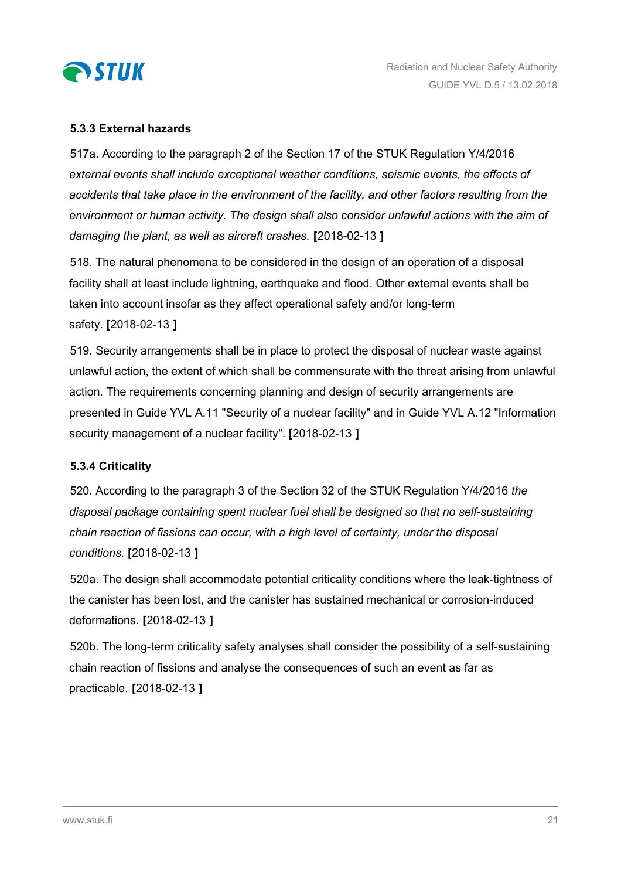### 5.3.3 External hazards

517a. According to the paragraph 2 of the Section 17 of the STUK Regulation Y/4/2016 *external events shall include exceptional weather conditions, seismic events, the effects of accidents that take place in the environment of the facility, and other factors resulting from the environment or human activity. The design shall also consider unlawful actions with the aim of damaging the plant, as well as aircraft crashes.* **[**2018-02-13 **]**

518. The natural phenomena to be considered in the design of an operation of a disposal facility shall at least include lightning, earthquake and flood. Other external events shall be taken into account insofar as they affect operational safety and/or long-term safety. **[**2018-02-13 **]**

519. Security arrangements shall be in place to protect the disposal of nuclear waste against unlawful action, the extent of which shall be commensurate with the threat arising from unlawful action. The requirements concerning planning and design of security arrangements are presented in Guide YVL A.11 "Security of a nuclear facility" and in Guide YVL A.12 "Information security management of a nuclear facility". **[**2018-02-13 **]**

### 5.3.4 Criticality

520. According to the paragraph 3 of the Section 32 of the STUK Regulation Y/4/2016 *the disposal package containing spent nuclear fuel shall be designed so that no self-sustaining chain reaction of fissions can occur, with a high level of certainty, under the disposal conditions.* **[**2018-02-13 **]**

520a. The design shall accommodate potential criticality conditions where the leak-tightness of the canister has been lost, and the canister has sustained mechanical or corrosion-induced deformations. **[**2018-02-13 **]**

520b. The long-term criticality safety analyses shall consider the possibility of a self-sustaining chain reaction of fissions and analyse the consequences of such an event as far as practicable. **[**2018-02-13 **]**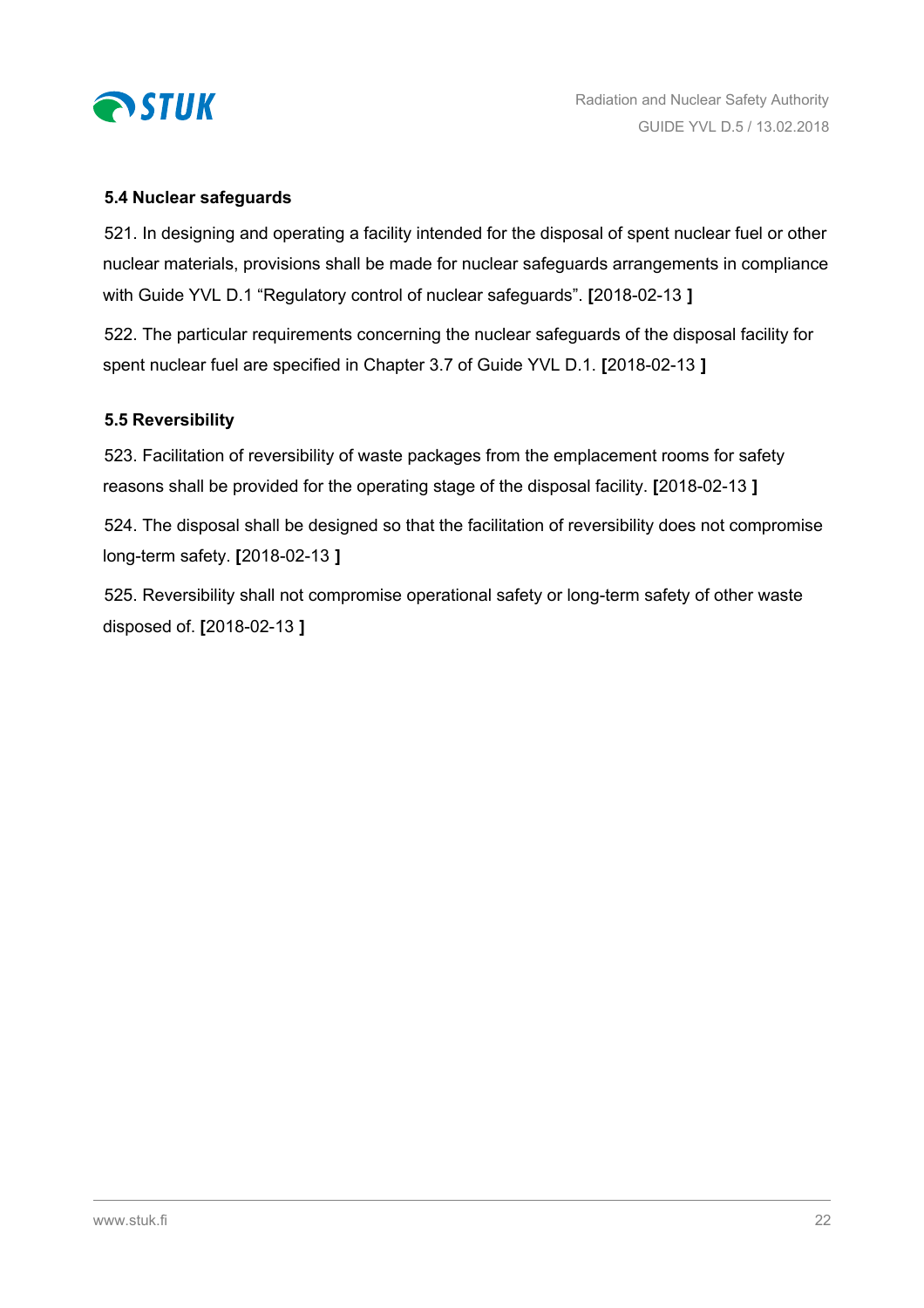### 5.4 Nuclear safeguards

521. In designing and operating a facility intended for the disposal of spent nuclear fuel or other nuclear materials, provisions shall be made for nuclear safeguards arrangements in compliance with Guide YVL D.1 "Regulatory control of nuclear safeguards". **[**2018-02-13 **]**

522. The particular requirements concerning the nuclear safeguards of the disposal facility for spent nuclear fuel are specified in Chapter 3.7 of Guide YVL D.1. **[**2018-02-13 **]**

### 5.5 Reversibility

523. Facilitation of reversibility of waste packages from the emplacement rooms for safety reasons shall be provided for the operating stage of the disposal facility. **[**2018-02-13 **]**

524. The disposal shall be designed so that the facilitation of reversibility does not compromise long-term safety. **[**2018-02-13 **]**

525. Reversibility shall not compromise operational safety or long-term safety of other waste disposed of. **[**2018-02-13 **]**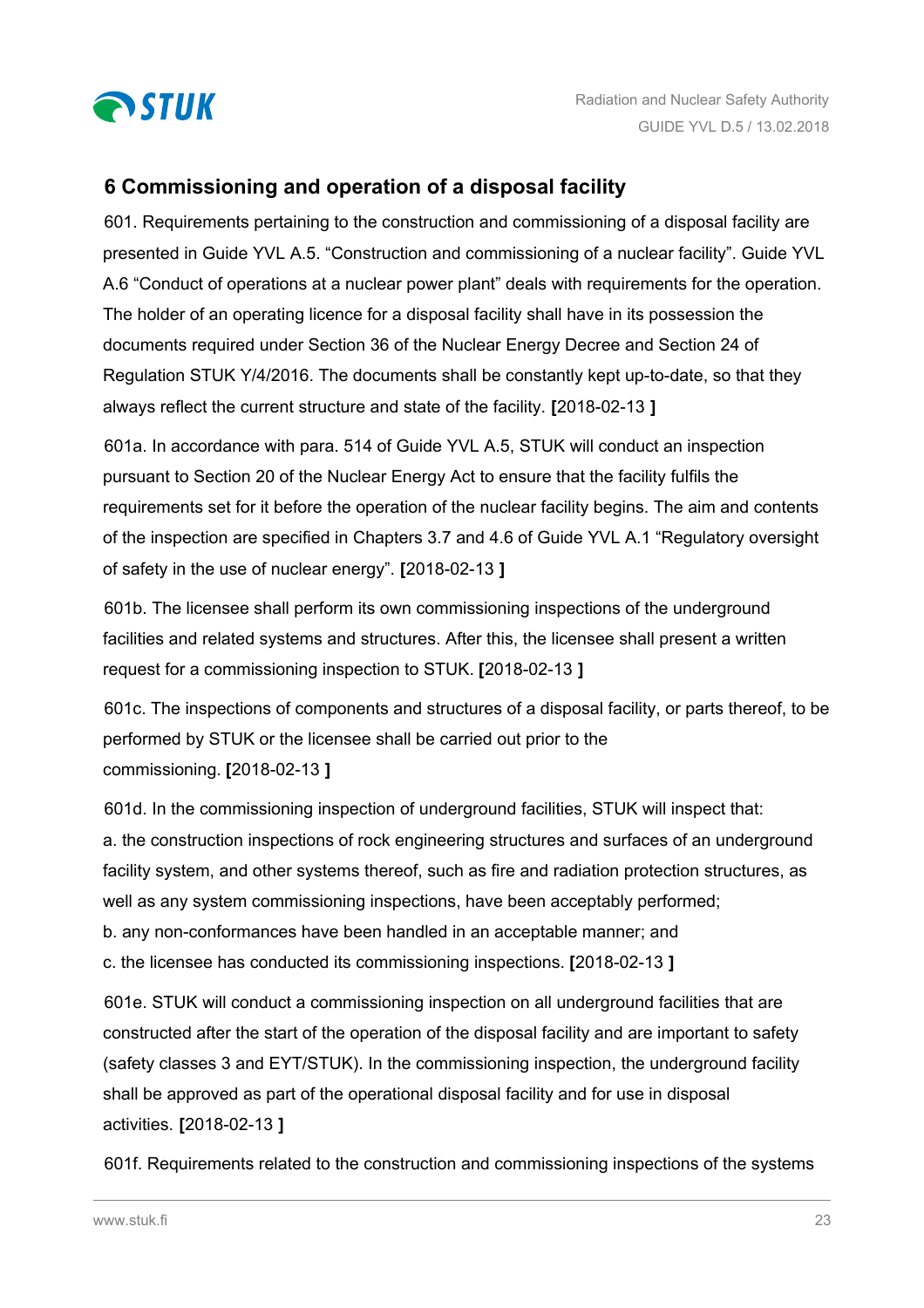## 6 Commissioning and operation of a disposal facility

601. Requirements pertaining to the construction and commissioning of a disposal facility are presented in Guide YVL A.5. "Construction and commissioning of a nuclear facility". Guide YVL A.6 "Conduct of operations at a nuclear power plant" deals with requirements for the operation. The holder of an operating licence for a disposal facility shall have in its possession the documents required under Section 36 of the Nuclear Energy Decree and Section 24 of Regulation STUK Y/4/2016. The documents shall be constantly kept up-to-date, so that they always reflect the current structure and state of the facility. **[**2018-02-13 **]**

601a. In accordance with para. 514 of Guide YVL A.5, STUK will conduct an inspection pursuant to Section 20 of the Nuclear Energy Act to ensure that the facility fulfils the requirements set for it before the operation of the nuclear facility begins. The aim and contents of the inspection are specified in Chapters 3.7 and 4.6 of Guide YVL A.1 "Regulatory oversight of safety in the use of nuclear energy". **[**2018-02-13 **]**

601b. The licensee shall perform its own commissioning inspections of the underground facilities and related systems and structures. After this, the licensee shall present a written request for a commissioning inspection to STUK. **[**2018-02-13 **]**

601c. The inspections of components and structures of a disposal facility, or parts thereof, to be performed by STUK or the licensee shall be carried out prior to the commissioning. **[**2018-02-13 **]**

601d. In the commissioning inspection of underground facilities, STUK will inspect that:

a. the construction inspections of rock engineering structures and surfaces of an underground facility system, and other systems thereof, such as fire and radiation protection structures, as well as any system commissioning inspections, have been acceptably performed;

b. any non-conformances have been handled in an acceptable manner; and

c. the licensee has conducted its commissioning inspections. **[**2018-02-13 **]**

601e. STUK will conduct a commissioning inspection on all underground facilities that are constructed after the start of the operation of the disposal facility and are important to safety (safety classes 3 and EYT/STUK). In the commissioning inspection, the underground facility shall be approved as part of the operational disposal facility and for use in disposal activities. **[**2018-02-13 **]**

601f. Requirements related to the construction and commissioning inspections of the systems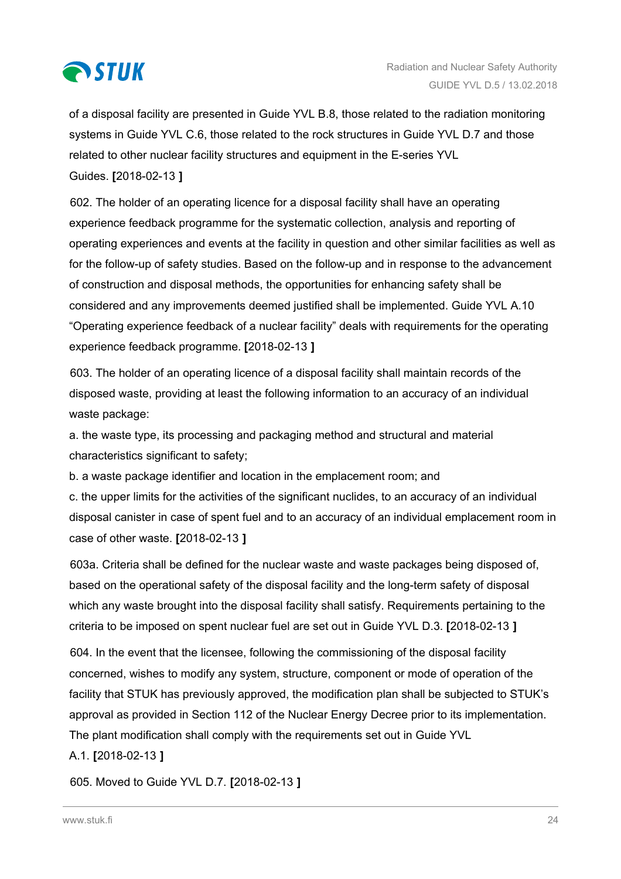of a disposal facility are presented in Guide YVL B.8, those related to the radiation monitoring systems in Guide YVL C.6, those related to the rock structures in Guide YVL D.7 and those related to other nuclear facility structures and equipment in the E-series YVL Guides. **[**2018-02-13 **]**

602. The holder of an operating licence for a disposal facility shall have an operating experience feedback programme for the systematic collection, analysis and reporting of operating experiences and events at the facility in question and other similar facilities as well as for the follow-up of safety studies. Based on the follow-up and in response to the advancement of construction and disposal methods, the opportunities for enhancing safety shall be considered and any improvements deemed justified shall be implemented. Guide YVL A.10 "Operating experience feedback of a nuclear facility" deals with requirements for the operating experience feedback programme. **[**2018-02-13 **]**

603. The holder of an operating licence of a disposal facility shall maintain records of the disposed waste, providing at least the following information to an accuracy of an individual waste package:

a. the waste type, its processing and packaging method and structural and material characteristics significant to safety;

b. a waste package identifier and location in the emplacement room; and

c. the upper limits for the activities of the significant nuclides, to an accuracy of an individual disposal canister in case of spent fuel and to an accuracy of an individual emplacement room in case of other waste. **[**2018-02-13 **]**

603a. Criteria shall be defined for the nuclear waste and waste packages being disposed of, based on the operational safety of the disposal facility and the long-term safety of disposal which any waste brought into the disposal facility shall satisfy. Requirements pertaining to the criteria to be imposed on spent nuclear fuel are set out in Guide YVL D.3. **[**2018-02-13 **]**

604. In the event that the licensee, following the commissioning of the disposal facility concerned, wishes to modify any system, structure, component or mode of operation of the facility that STUK has previously approved, the modification plan shall be subjected to STUK's approval as provided in Section 112 of the Nuclear Energy Decree prior to its implementation. The plant modification shall comply with the requirements set out in Guide YVL A.1. **[**2018-02-13 **]**

605. Moved to Guide YVL D.7. **[**2018-02-13 **]**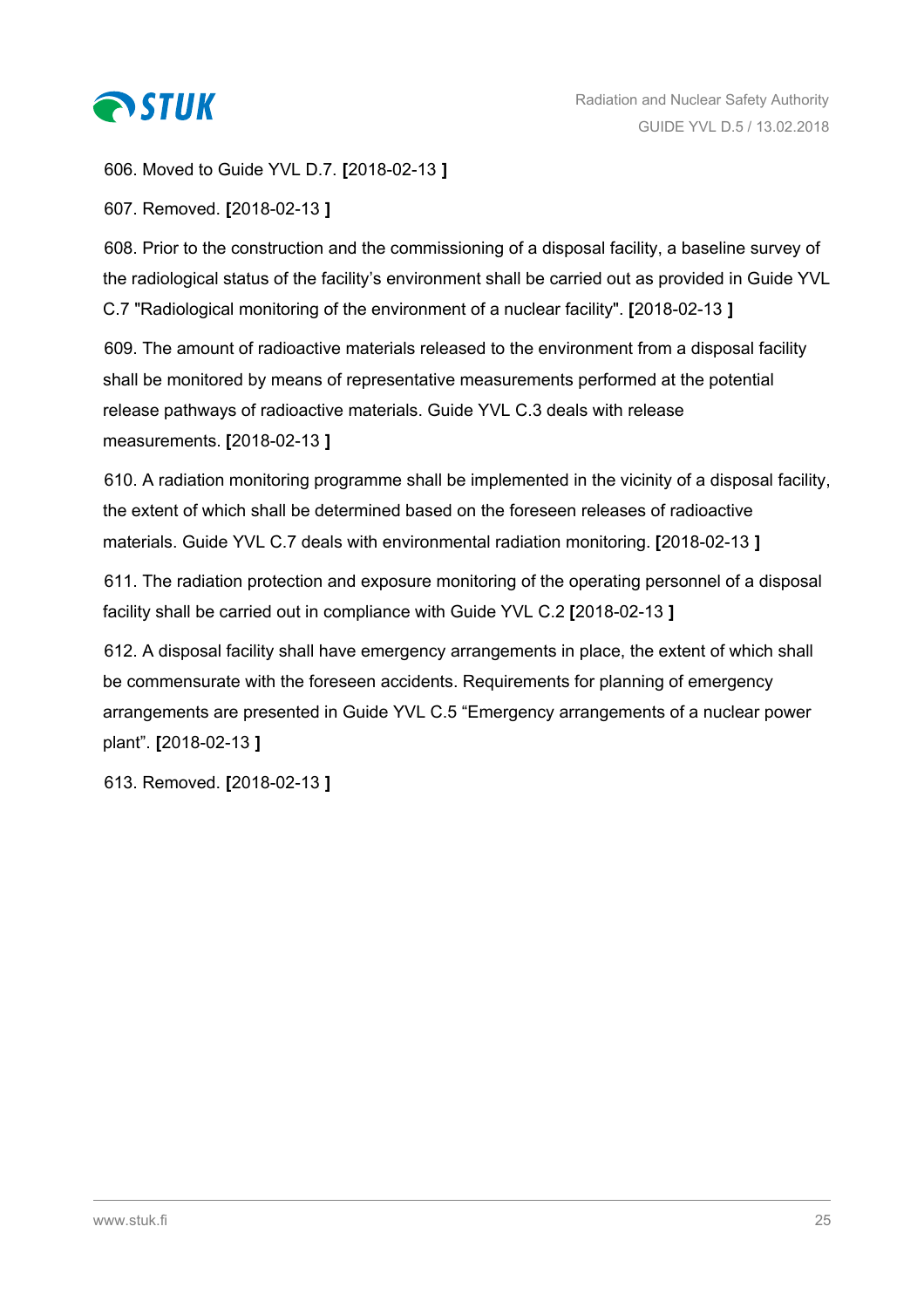606. Moved to Guide YVL D.7. **[**2018-02-13 **]**

607. Removed. **[**2018-02-13 **]**

608. Prior to the construction and the commissioning of a disposal facility, a baseline survey of the radiological status of the facility's environment shall be carried out as provided in Guide YVL C.7 "Radiological monitoring of the environment of a nuclear facility". **[**2018-02-13 **]**

609. The amount of radioactive materials released to the environment from a disposal facility shall be monitored by means of representative measurements performed at the potential release pathways of radioactive materials. Guide YVL C.3 deals with release measurements. **[**2018-02-13 **]**

610. A radiation monitoring programme shall be implemented in the vicinity of a disposal facility, the extent of which shall be determined based on the foreseen releases of radioactive materials. Guide YVL C.7 deals with environmental radiation monitoring. **[**2018-02-13 **]**

611. The radiation protection and exposure monitoring of the operating personnel of a disposal facility shall be carried out in compliance with Guide YVL C.2 **[**2018-02-13 **]**

612. A disposal facility shall have emergency arrangements in place, the extent of which shall be commensurate with the foreseen accidents. Requirements for planning of emergency arrangements are presented in Guide YVL C.5 "Emergency arrangements of a nuclear power plant". **[**2018-02-13 **]**

613. Removed. **[**2018-02-13 **]**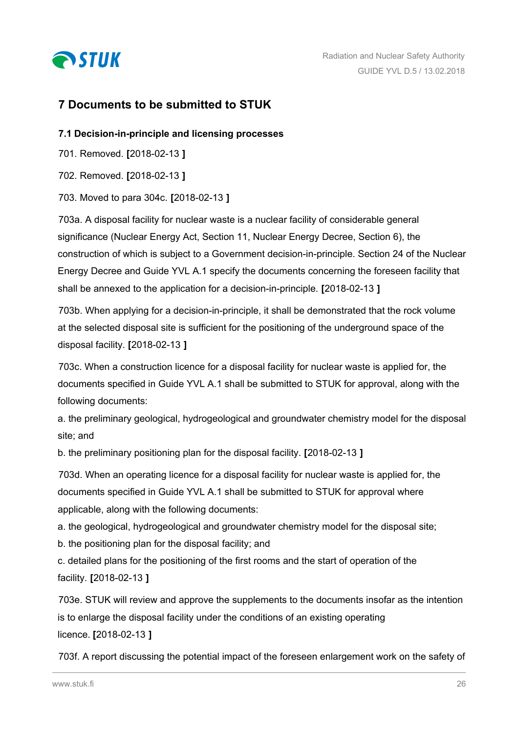## 7 Documents to be submitted to STUK

### 7.1 Decision-in-principle and licensing processes

701. Removed. **[**2018-02-13 **]**

702. Removed. **[**2018-02-13 **]**

703. Moved to para 304c. **[**2018-02-13 **]**

703a. A disposal facility for nuclear waste is a nuclear facility of considerable general significance (Nuclear Energy Act, Section 11, Nuclear Energy Decree, Section 6), the construction of which is subject to a Government decision-in-principle. Section 24 of the Nuclear Energy Decree and Guide YVL A.1 specify the documents concerning the foreseen facility that shall be annexed to the application for a decision-in-principle. **[**2018-02-13 **]**

703b. When applying for a decision-in-principle, it shall be demonstrated that the rock volume at the selected disposal site is sufficient for the positioning of the underground space of the disposal facility. **[**2018-02-13 **]**

703c. When a construction licence for a disposal facility for nuclear waste is applied for, the documents specified in Guide YVL A.1 shall be submitted to STUK for approval, along with the following documents:

a. the preliminary geological, hydrogeological and groundwater chemistry model for the disposal site; and
b. the preliminary positioning plan for the disposal facility. **[**2018-02-13 **]**

703d. When an operating licence for a disposal facility for nuclear waste is applied for, the documents specified in Guide YVL A.1 shall be submitted to STUK for approval where applicable, along with the following documents:

a. the geological, hydrogeological and groundwater chemistry model for the disposal site;
b. the positioning plan for the disposal facility; and
c. detailed plans for the positioning of the first rooms and the start of operation of the facility. **[**2018-02-13 **]**

703e. STUK will review and approve the supplements to the documents insofar as the intention is to enlarge the disposal facility under the conditions of an existing operating licence. **[**2018-02-13 **]**

703f. A report discussing the potential impact of the foreseen enlargement work on the safety of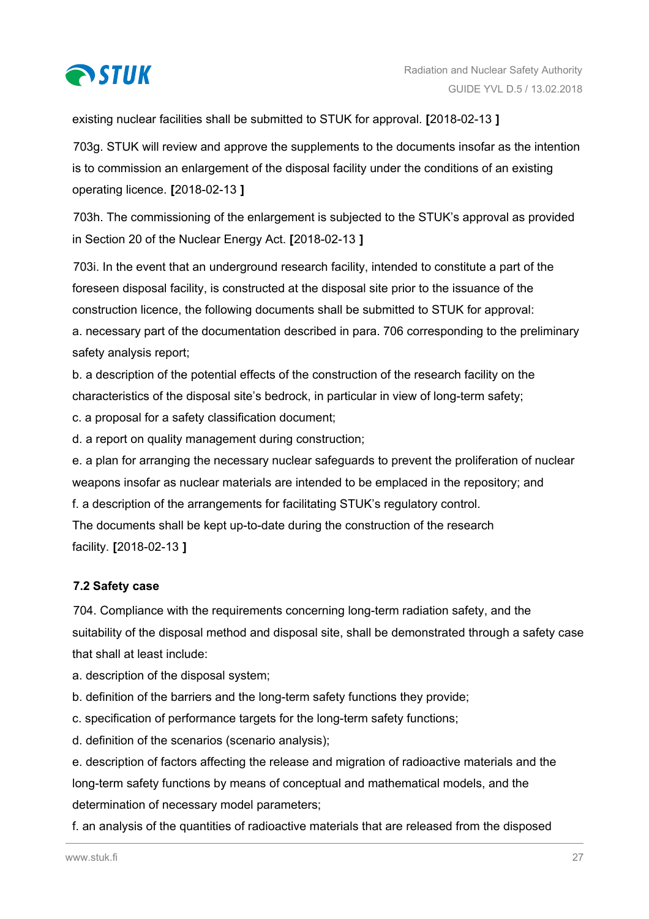existing nuclear facilities shall be submitted to STUK for approval. **[**2018-02-13 **]**

703g. STUK will review and approve the supplements to the documents insofar as the intention is to commission an enlargement of the disposal facility under the conditions of an existing operating licence. **[**2018-02-13 **]**

703h. The commissioning of the enlargement is subjected to the STUK's approval as provided in Section 20 of the Nuclear Energy Act. **[**2018-02-13 **]**

703i. In the event that an underground research facility, intended to constitute a part of the foreseen disposal facility, is constructed at the disposal site prior to the issuance of the construction licence, the following documents shall be submitted to STUK for approval:
a. necessary part of the documentation described in para. 706 corresponding to the preliminary safety analysis report;
b. a description of the potential effects of the construction of the research facility on the characteristics of the disposal site's bedrock, in particular in view of long-term safety;
c. a proposal for a safety classification document;
d. a report on quality management during construction;
e. a plan for arranging the necessary nuclear safeguards to prevent the proliferation of nuclear weapons insofar as nuclear materials are intended to be emplaced in the repository; and
f. a description of the arrangements for facilitating STUK's regulatory control.
The documents shall be kept up-to-date during the construction of the research facility. **[**2018-02-13 **]**

### 7.2 Safety case

704. Compliance with the requirements concerning long-term radiation safety, and the suitability of the disposal method and disposal site, shall be demonstrated through a safety case that shall at least include:
a. description of the disposal system;
b. definition of the barriers and the long-term safety functions they provide;
c. specification of performance targets for the long-term safety functions;
d. definition of the scenarios (scenario analysis);
e. description of factors affecting the release and migration of radioactive materials and the long-term safety functions by means of conceptual and mathematical models, and the determination of necessary model parameters;
f. an analysis of the quantities of radioactive materials that are released from the disposed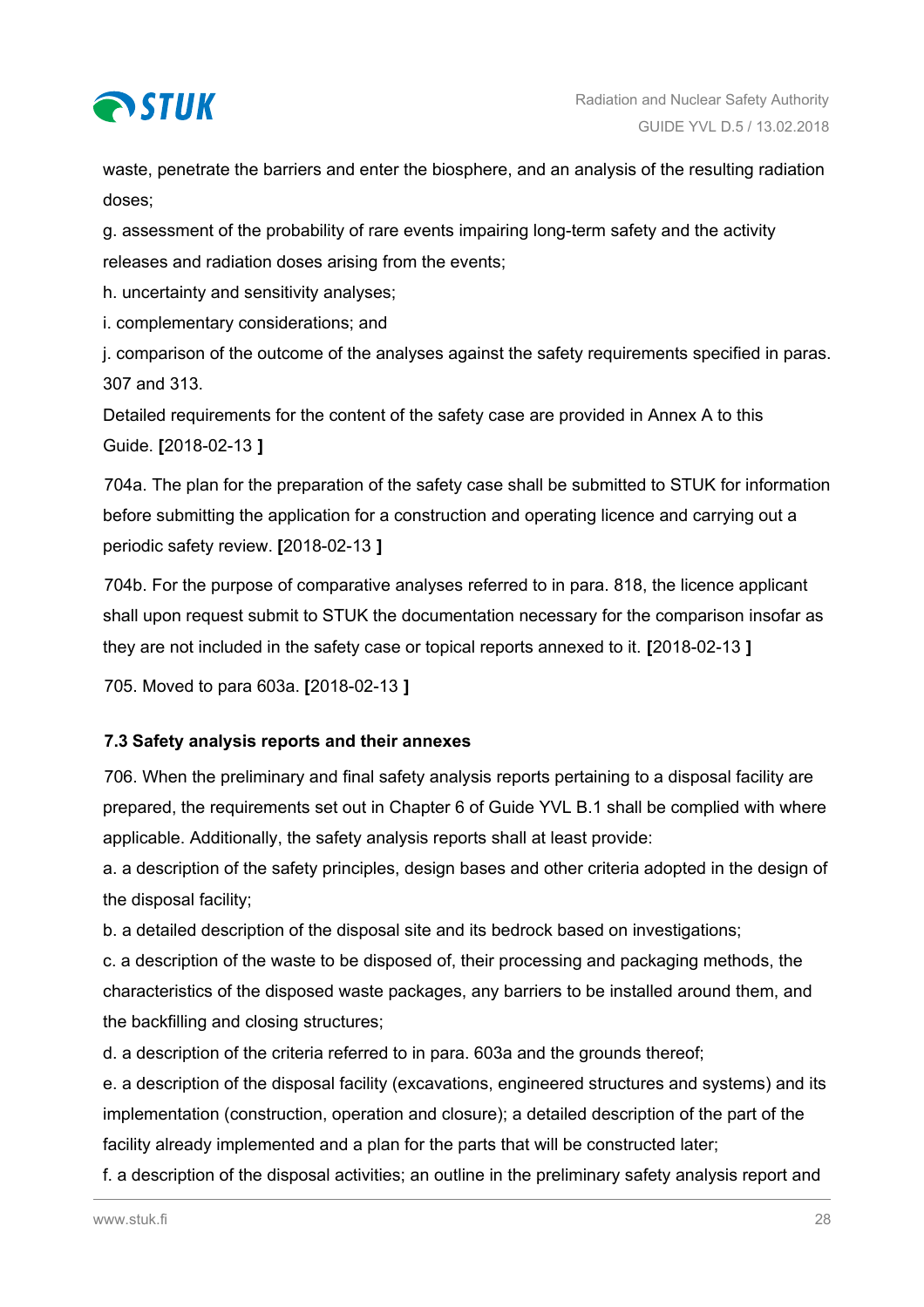waste, penetrate the barriers and enter the biosphere, and an analysis of the resulting radiation doses;

g. assessment of the probability of rare events impairing long-term safety and the activity releases and radiation doses arising from the events;

h. uncertainty and sensitivity analyses;

i. complementary considerations; and

j. comparison of the outcome of the analyses against the safety requirements specified in paras. 307 and 313.

Detailed requirements for the content of the safety case are provided in Annex A to this Guide. **[**2018-02-13 **]**

704a. The plan for the preparation of the safety case shall be submitted to STUK for information before submitting the application for a construction and operating licence and carrying out a periodic safety review. **[**2018-02-13 **]**

704b. For the purpose of comparative analyses referred to in para. 818, the licence applicant shall upon request submit to STUK the documentation necessary for the comparison insofar as they are not included in the safety case or topical reports annexed to it. **[**2018-02-13 **]**

705. Moved to para 603a. **[**2018-02-13 **]**

### 7.3 Safety analysis reports and their annexes

706. When the preliminary and final safety analysis reports pertaining to a disposal facility are prepared, the requirements set out in Chapter 6 of Guide YVL B.1 shall be complied with where applicable. Additionally, the safety analysis reports shall at least provide:

a. a description of the safety principles, design bases and other criteria adopted in the design of the disposal facility;

b. a detailed description of the disposal site and its bedrock based on investigations;

c. a description of the waste to be disposed of, their processing and packaging methods, the characteristics of the disposed waste packages, any barriers to be installed around them, and the backfilling and closing structures;

d. a description of the criteria referred to in para. 603a and the grounds thereof;

e. a description of the disposal facility (excavations, engineered structures and systems) and its implementation (construction, operation and closure); a detailed description of the part of the facility already implemented and a plan for the parts that will be constructed later;

f. a description of the disposal activities; an outline in the preliminary safety analysis report and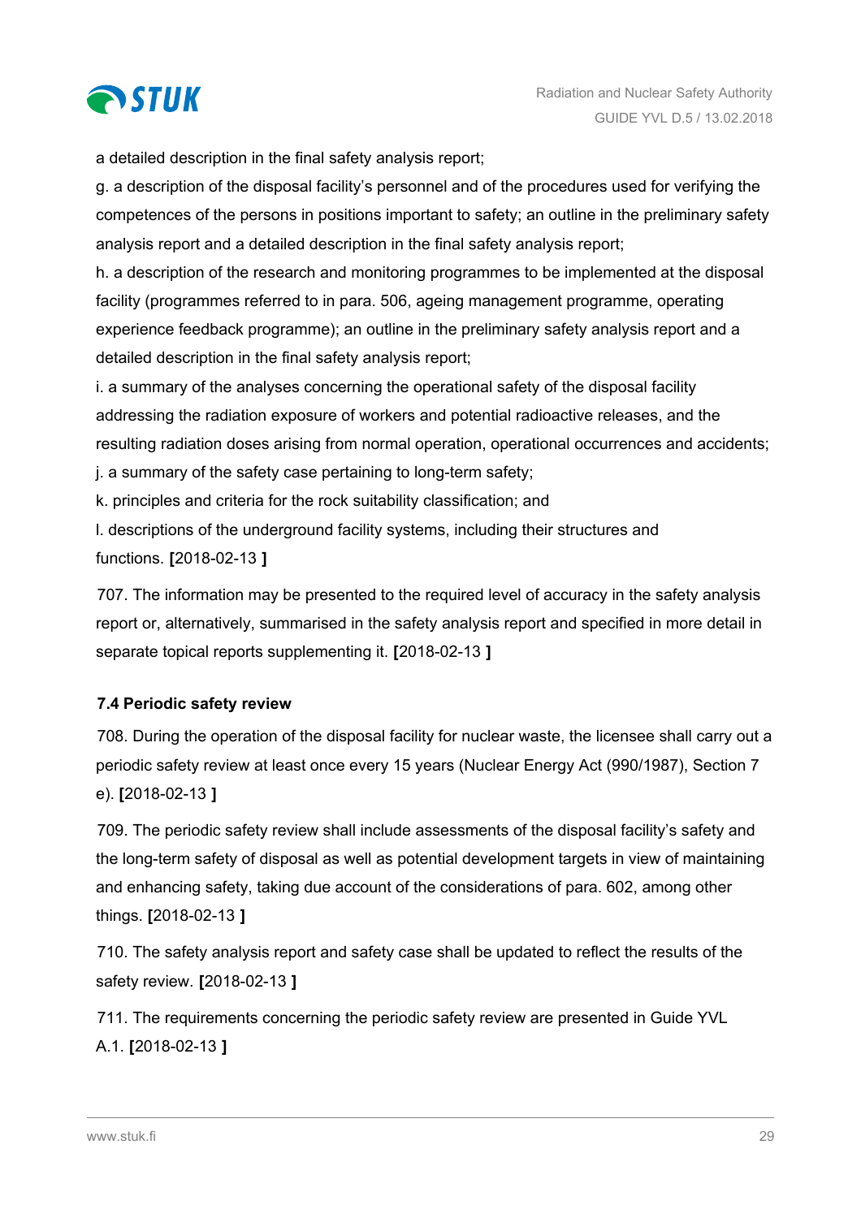a detailed description in the final safety analysis report;

g. a description of the disposal facility's personnel and of the procedures used for verifying the competences of the persons in positions important to safety; an outline in the preliminary safety analysis report and a detailed description in the final safety analysis report;

h. a description of the research and monitoring programmes to be implemented at the disposal facility (programmes referred to in para. 506, ageing management programme, operating experience feedback programme); an outline in the preliminary safety analysis report and a detailed description in the final safety analysis report;

i. a summary of the analyses concerning the operational safety of the disposal facility addressing the radiation exposure of workers and potential radioactive releases, and the resulting radiation doses arising from normal operation, operational occurrences and accidents;

j. a summary of the safety case pertaining to long-term safety;

k. principles and criteria for the rock suitability classification; and

l. descriptions of the underground facility systems, including their structures and functions. **[**2018-02-13 **]**

707. The information may be presented to the required level of accuracy in the safety analysis report or, alternatively, summarised in the safety analysis report and specified in more detail in separate topical reports supplementing it. **[**2018-02-13 **]**

### 7.4 Periodic safety review

708. During the operation of the disposal facility for nuclear waste, the licensee shall carry out a periodic safety review at least once every 15 years (Nuclear Energy Act (990/1987), Section 7 e). **[**2018-02-13 **]**

709. The periodic safety review shall include assessments of the disposal facility's safety and the long-term safety of disposal as well as potential development targets in view of maintaining and enhancing safety, taking due account of the considerations of para. 602, among other things. **[**2018-02-13 **]**

710. The safety analysis report and safety case shall be updated to reflect the results of the safety review. **[**2018-02-13 **]**

711. The requirements concerning the periodic safety review are presented in Guide YVL A.1. **[**2018-02-13 **]**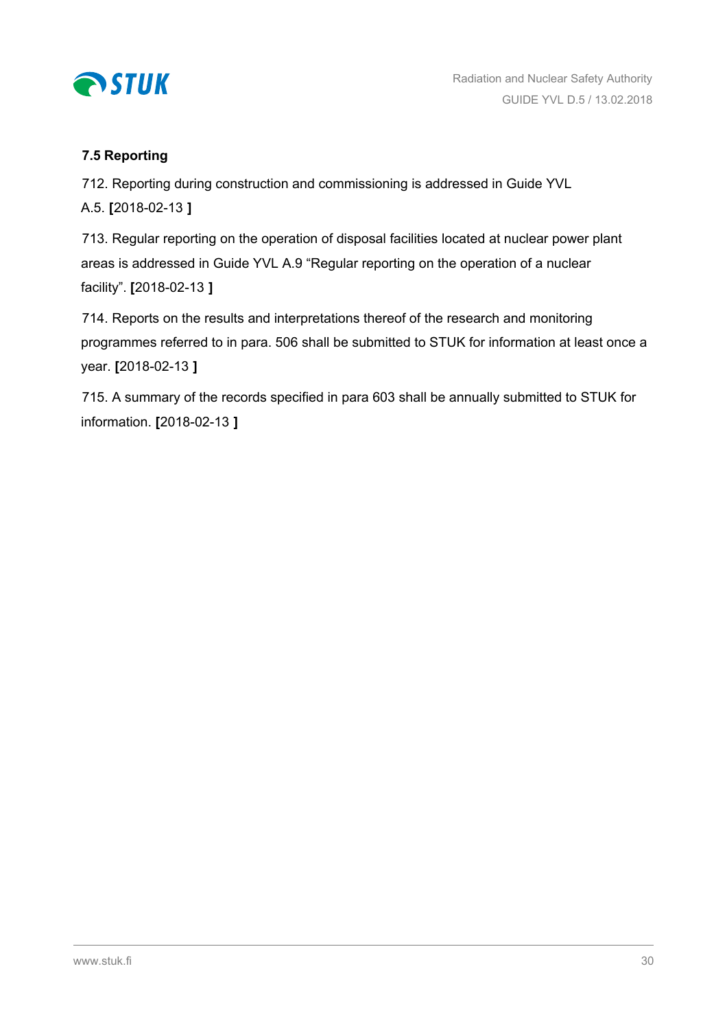### 7.5 Reporting

712. Reporting during construction and commissioning is addressed in Guide YVL A.5. **[**2018-02-13 **]**

713. Regular reporting on the operation of disposal facilities located at nuclear power plant areas is addressed in Guide YVL A.9 “Regular reporting on the operation of a nuclear facility”. **[**2018-02-13 **]**

714. Reports on the results and interpretations thereof of the research and monitoring programmes referred to in para. 506 shall be submitted to STUK for information at least once a year. **[**2018-02-13 **]**

715. A summary of the records specified in para 603 shall be annually submitted to STUK for information. **[**2018-02-13 **]**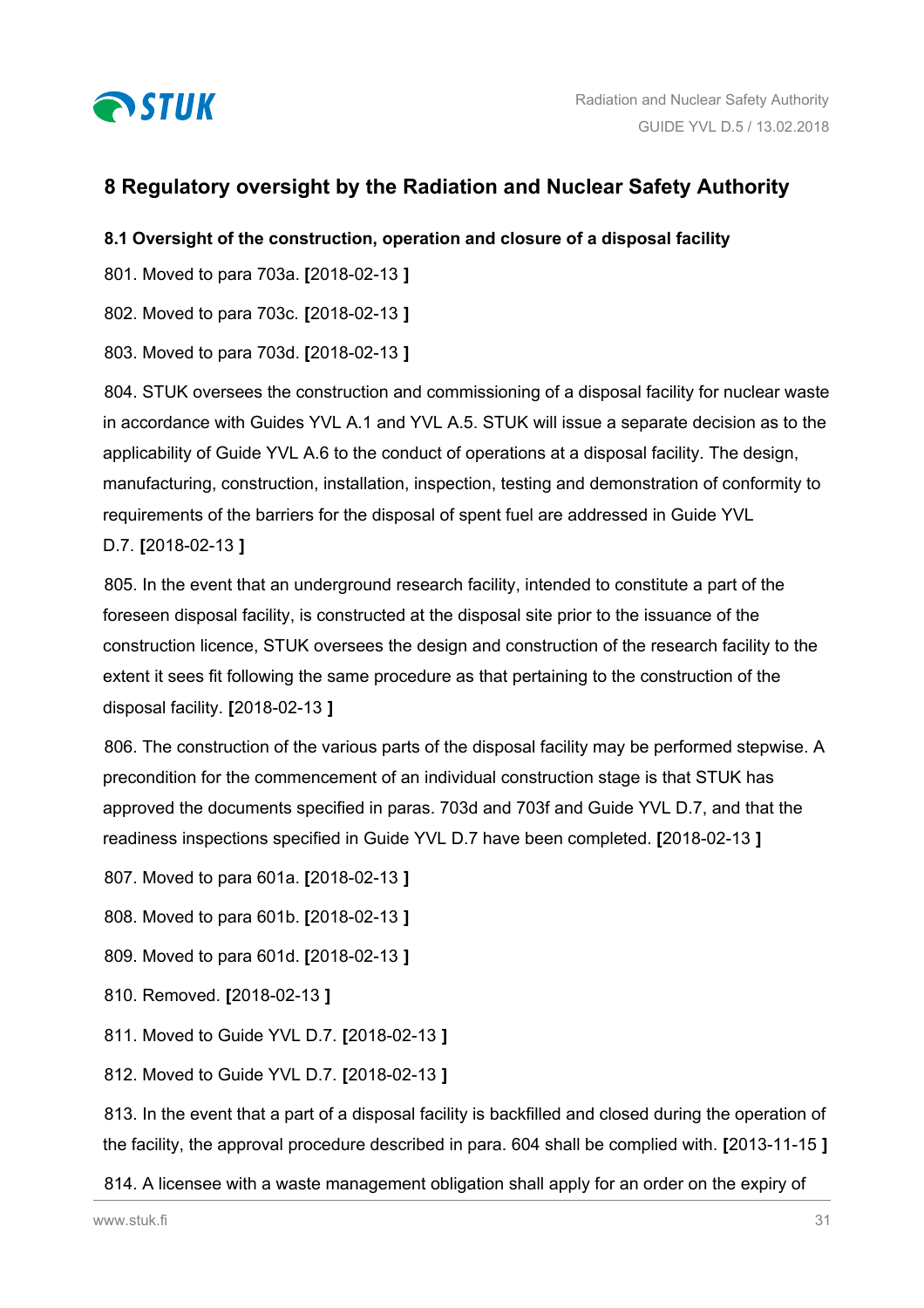## 8 Regulatory oversight by the Radiation and Nuclear Safety Authority

### 8.1 Oversight of the construction, operation and closure of a disposal facility

801. Moved to para 703a. **[**2018-02-13 **]**

802. Moved to para 703c. **[**2018-02-13 **]**

803. Moved to para 703d. **[**2018-02-13 **]**

804. STUK oversees the construction and commissioning of a disposal facility for nuclear waste in accordance with Guides YVL A.1 and YVL A.5. STUK will issue a separate decision as to the applicability of Guide YVL A.6 to the conduct of operations at a disposal facility. The design, manufacturing, construction, installation, inspection, testing and demonstration of conformity to requirements of the barriers for the disposal of spent fuel are addressed in Guide YVL D.7. **[**2018-02-13 **]**

805. In the event that an underground research facility, intended to constitute a part of the foreseen disposal facility, is constructed at the disposal site prior to the issuance of the construction licence, STUK oversees the design and construction of the research facility to the extent it sees fit following the same procedure as that pertaining to the construction of the disposal facility. **[**2018-02-13 **]**

806. The construction of the various parts of the disposal facility may be performed stepwise. A precondition for the commencement of an individual construction stage is that STUK has approved the documents specified in paras. 703d and 703f and Guide YVL D.7, and that the readiness inspections specified in Guide YVL D.7 have been completed. **[**2018-02-13 **]**

807. Moved to para 601a. **[**2018-02-13 **]**

808. Moved to para 601b. **[**2018-02-13 **]**

809. Moved to para 601d. **[**2018-02-13 **]**

810. Removed. **[**2018-02-13 **]**

811. Moved to Guide YVL D.7. **[**2018-02-13 **]**

812. Moved to Guide YVL D.7. **[**2018-02-13 **]**

813. In the event that a part of a disposal facility is backfilled and closed during the operation of the facility, the approval procedure described in para. 604 shall be complied with. **[**2013-11-15 **]**

814. A licensee with a waste management obligation shall apply for an order on the expiry of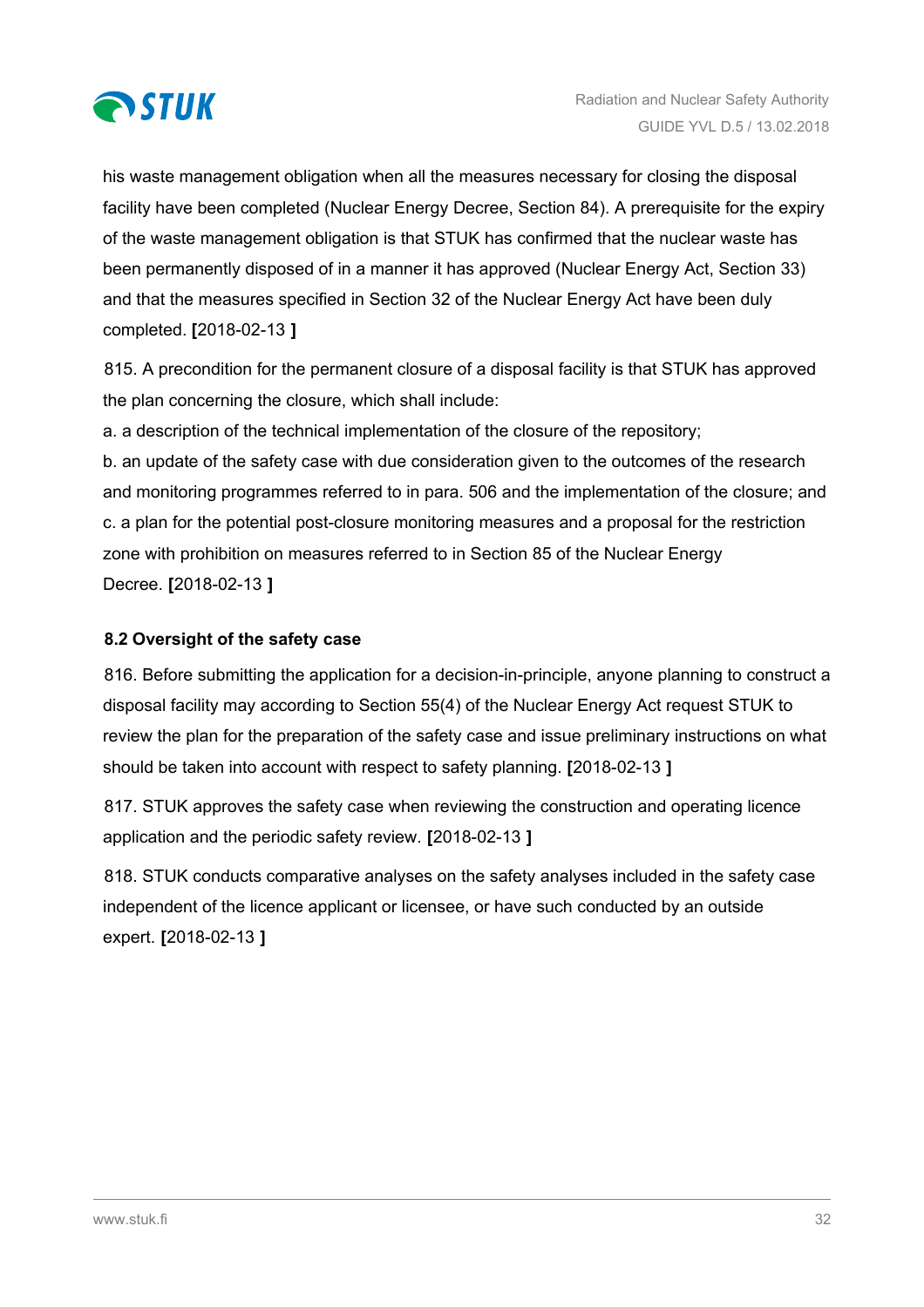his waste management obligation when all the measures necessary for closing the disposal facility have been completed (Nuclear Energy Decree, Section 84). A prerequisite for the expiry of the waste management obligation is that STUK has confirmed that the nuclear waste has been permanently disposed of in a manner it has approved (Nuclear Energy Act, Section 33) and that the measures specified in Section 32 of the Nuclear Energy Act have been duly completed. **[**2018-02-13 **]**

815. A precondition for the permanent closure of a disposal facility is that STUK has approved the plan concerning the closure, which shall include:

a. a description of the technical implementation of the closure of the repository;

b. an update of the safety case with due consideration given to the outcomes of the research and monitoring programmes referred to in para. 506 and the implementation of the closure; and

c. a plan for the potential post-closure monitoring measures and a proposal for the restriction zone with prohibition on measures referred to in Section 85 of the Nuclear Energy Decree. **[**2018-02-13 **]**

### 8.2 Oversight of the safety case

816. Before submitting the application for a decision-in-principle, anyone planning to construct a disposal facility may according to Section 55(4) of the Nuclear Energy Act request STUK to review the plan for the preparation of the safety case and issue preliminary instructions on what should be taken into account with respect to safety planning. **[**2018-02-13 **]**

817. STUK approves the safety case when reviewing the construction and operating licence application and the periodic safety review. **[**2018-02-13 **]**

818. STUK conducts comparative analyses on the safety analyses included in the safety case independent of the licence applicant or licensee, or have such conducted by an outside expert. **[**2018-02-13 **]**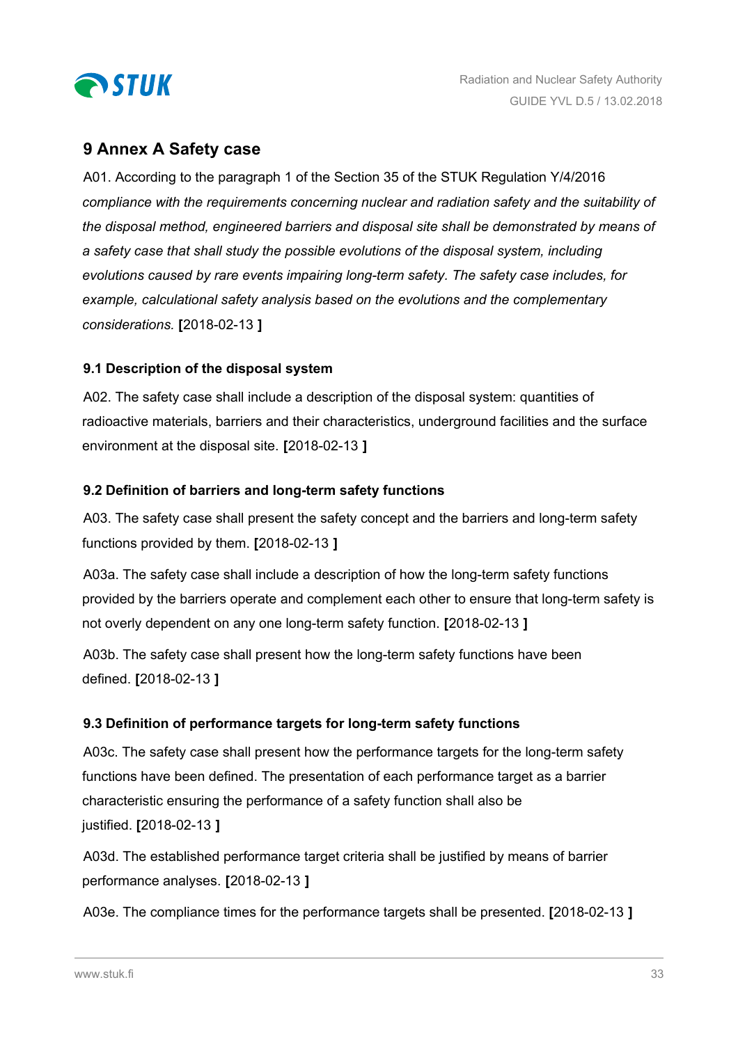## 9 Annex A Safety case

A01. According to the paragraph 1 of the Section 35 of the STUK Regulation Y/4/2016 *compliance with the requirements concerning nuclear and radiation safety and the suitability of the disposal method, engineered barriers and disposal site shall be demonstrated by means of a safety case that shall study the possible evolutions of the disposal system, including evolutions caused by rare events impairing long-term safety. The safety case includes, for example, calculational safety analysis based on the evolutions and the complementary considerations.* **[**2018-02-13 **]**

### 9.1 Description of the disposal system

A02. The safety case shall include a description of the disposal system: quantities of radioactive materials, barriers and their characteristics, underground facilities and the surface environment at the disposal site. **[**2018-02-13 **]**

### 9.2 Definition of barriers and long-term safety functions

A03. The safety case shall present the safety concept and the barriers and long-term safety functions provided by them. **[**2018-02-13 **]**

A03a. The safety case shall include a description of how the long-term safety functions provided by the barriers operate and complement each other to ensure that long-term safety is not overly dependent on any one long-term safety function. **[**2018-02-13 **]**

A03b. The safety case shall present how the long-term safety functions have been defined. **[**2018-02-13 **]**

### 9.3 Definition of performance targets for long-term safety functions

A03c. The safety case shall present how the performance targets for the long-term safety functions have been defined. The presentation of each performance target as a barrier characteristic ensuring the performance of a safety function shall also be justified. **[**2018-02-13 **]**

A03d. The established performance target criteria shall be justified by means of barrier performance analyses. **[**2018-02-13 **]**

A03e. The compliance times for the performance targets shall be presented. **[**2018-02-13 **]**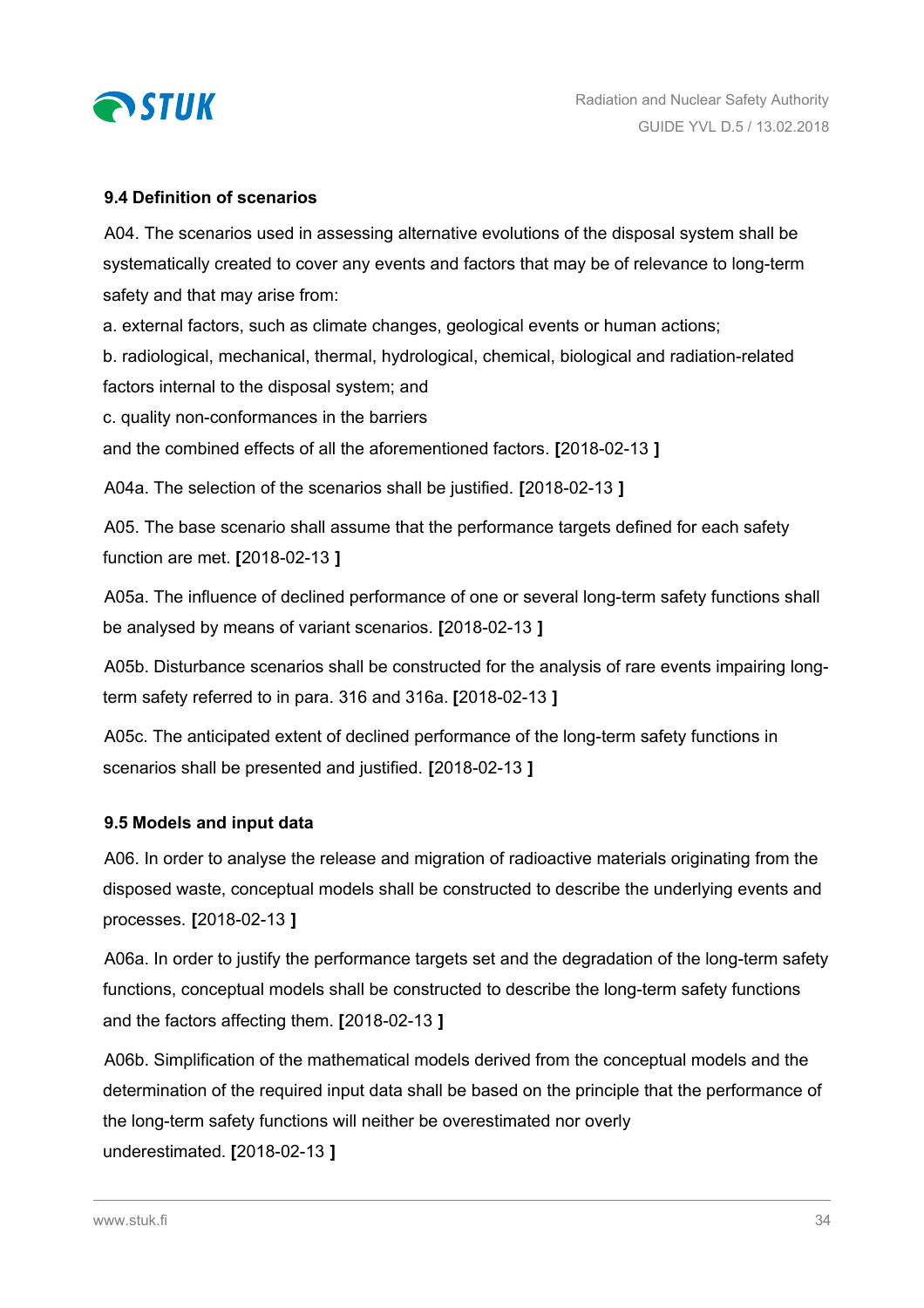### 9.4 Definition of scenarios

A04. The scenarios used in assessing alternative evolutions of the disposal system shall be systematically created to cover any events and factors that may be of relevance to long-term safety and that may arise from:

a. external factors, such as climate changes, geological events or human actions;

b. radiological, mechanical, thermal, hydrological, chemical, biological and radiation-related factors internal to the disposal system; and

c. quality non-conformances in the barriers

and the combined effects of all the aforementioned factors. **[**2018-02-13 **]**

A04a. The selection of the scenarios shall be justified. **[**2018-02-13 **]**

A05. The base scenario shall assume that the performance targets defined for each safety function are met. **[**2018-02-13 **]**

A05a. The influence of declined performance of one or several long-term safety functions shall be analysed by means of variant scenarios. **[**2018-02-13 **]**

A05b. Disturbance scenarios shall be constructed for the analysis of rare events impairing long-term safety referred to in para. 316 and 316a. **[**2018-02-13 **]**

A05c. The anticipated extent of declined performance of the long-term safety functions in scenarios shall be presented and justified. **[**2018-02-13 **]**

### 9.5 Models and input data

A06. In order to analyse the release and migration of radioactive materials originating from the disposed waste, conceptual models shall be constructed to describe the underlying events and processes. **[**2018-02-13 **]**

A06a. In order to justify the performance targets set and the degradation of the long-term safety functions, conceptual models shall be constructed to describe the long-term safety functions and the factors affecting them. **[**2018-02-13 **]**

A06b. Simplification of the mathematical models derived from the conceptual models and the determination of the required input data shall be based on the principle that the performance of the long-term safety functions will neither be overestimated nor overly underestimated. **[**2018-02-13 **]**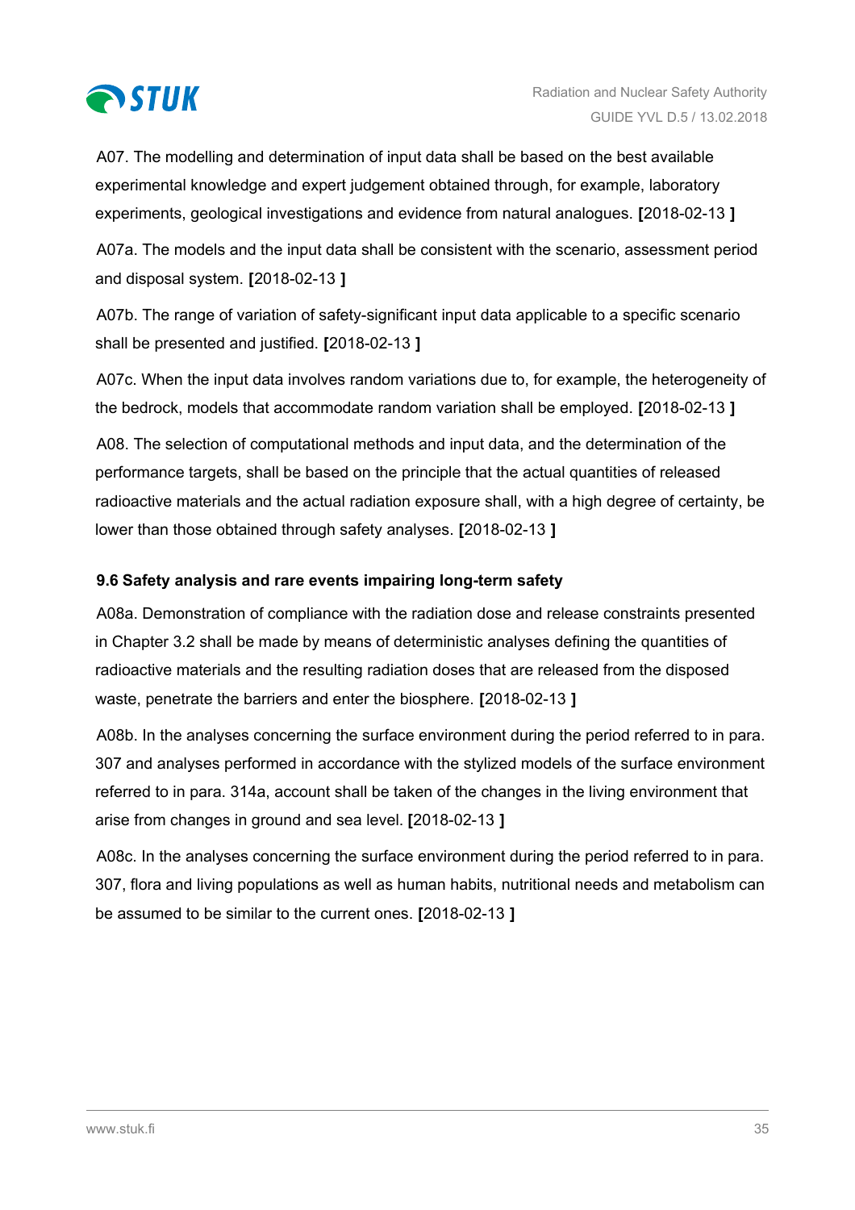A07. The modelling and determination of input data shall be based on the best available experimental knowledge and expert judgement obtained through, for example, laboratory experiments, geological investigations and evidence from natural analogues. **[**2018-02-13 **]**

A07a. The models and the input data shall be consistent with the scenario, assessment period and disposal system. **[**2018-02-13 **]**

A07b. The range of variation of safety-significant input data applicable to a specific scenario shall be presented and justified. **[**2018-02-13 **]**

A07c. When the input data involves random variations due to, for example, the heterogeneity of the bedrock, models that accommodate random variation shall be employed. **[**2018-02-13 **]**

A08. The selection of computational methods and input data, and the determination of the performance targets, shall be based on the principle that the actual quantities of released radioactive materials and the actual radiation exposure shall, with a high degree of certainty, be lower than those obtained through safety analyses. **[**2018-02-13 **]**

### 9.6 Safety analysis and rare events impairing long-term safety

A08a. Demonstration of compliance with the radiation dose and release constraints presented in Chapter 3.2 shall be made by means of deterministic analyses defining the quantities of radioactive materials and the resulting radiation doses that are released from the disposed waste, penetrate the barriers and enter the biosphere. **[**2018-02-13 **]**

A08b. In the analyses concerning the surface environment during the period referred to in para. 307 and analyses performed in accordance with the stylized models of the surface environment referred to in para. 314a, account shall be taken of the changes in the living environment that arise from changes in ground and sea level. **[**2018-02-13 **]**

A08c. In the analyses concerning the surface environment during the period referred to in para. 307, flora and living populations as well as human habits, nutritional needs and metabolism can be assumed to be similar to the current ones. **[**2018-02-13 **]**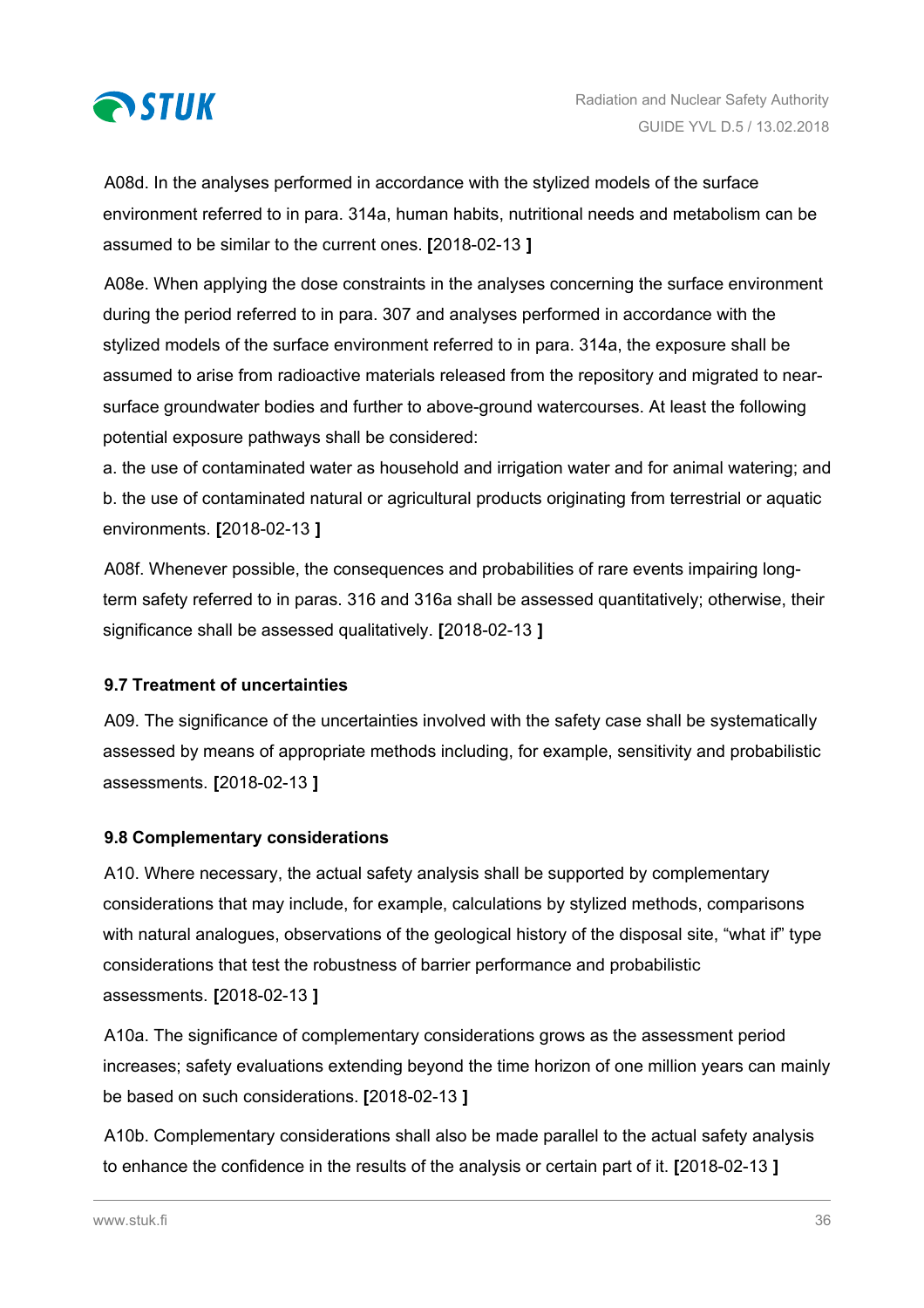A08d. In the analyses performed in accordance with the stylized models of the surface environment referred to in para. 314a, human habits, nutritional needs and metabolism can be assumed to be similar to the current ones. **[**2018-02-13 **]**

A08e. When applying the dose constraints in the analyses concerning the surface environment during the period referred to in para. 307 and analyses performed in accordance with the stylized models of the surface environment referred to in para. 314a, the exposure shall be assumed to arise from radioactive materials released from the repository and migrated to near-surface groundwater bodies and further to above-ground watercourses. At least the following potential exposure pathways shall be considered:

a. the use of contaminated water as household and irrigation water and for animal watering; and

b. the use of contaminated natural or agricultural products originating from terrestrial or aquatic environments. **[**2018-02-13 **]**

A08f. Whenever possible, the consequences and probabilities of rare events impairing long-term safety referred to in paras. 316 and 316a shall be assessed quantitatively; otherwise, their significance shall be assessed qualitatively. **[**2018-02-13 **]**

### 9.7 Treatment of uncertainties

A09. The significance of the uncertainties involved with the safety case shall be systematically assessed by means of appropriate methods including, for example, sensitivity and probabilistic assessments. **[**2018-02-13 **]**

### 9.8 Complementary considerations

A10. Where necessary, the actual safety analysis shall be supported by complementary considerations that may include, for example, calculations by stylized methods, comparisons with natural analogues, observations of the geological history of the disposal site, "what if" type considerations that test the robustness of barrier performance and probabilistic assessments. **[**2018-02-13 **]**

A10a. The significance of complementary considerations grows as the assessment period increases; safety evaluations extending beyond the time horizon of one million years can mainly be based on such considerations. **[**2018-02-13 **]**

A10b. Complementary considerations shall also be made parallel to the actual safety analysis to enhance the confidence in the results of the analysis or certain part of it. **[**2018-02-13 **]**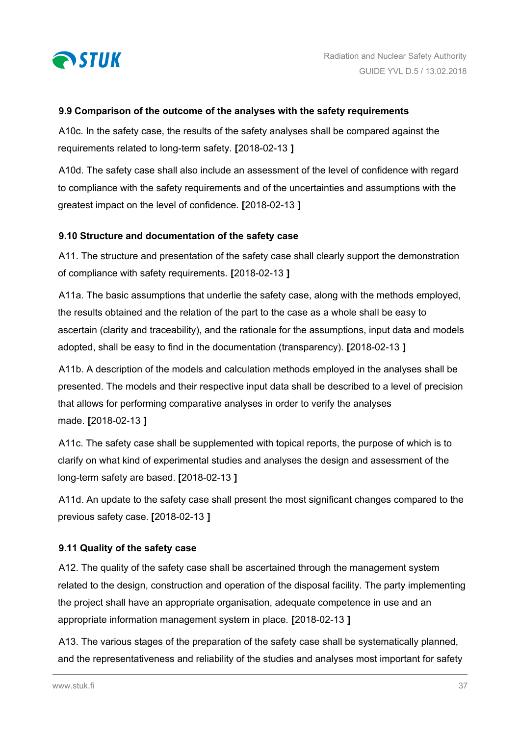### 9.9 Comparison of the outcome of the analyses with the safety requirements

A10c. In the safety case, the results of the safety analyses shall be compared against the requirements related to long-term safety. **[**2018-02-13 **]**

A10d. The safety case shall also include an assessment of the level of confidence with regard to compliance with the safety requirements and of the uncertainties and assumptions with the greatest impact on the level of confidence. **[**2018-02-13 **]**

### 9.10 Structure and documentation of the safety case

A11. The structure and presentation of the safety case shall clearly support the demonstration of compliance with safety requirements. **[**2018-02-13 **]**

A11a. The basic assumptions that underlie the safety case, along with the methods employed, the results obtained and the relation of the part to the case as a whole shall be easy to ascertain (clarity and traceability), and the rationale for the assumptions, input data and models adopted, shall be easy to find in the documentation (transparency). **[**2018-02-13 **]**

A11b. A description of the models and calculation methods employed in the analyses shall be presented. The models and their respective input data shall be described to a level of precision that allows for performing comparative analyses in order to verify the analyses made. **[**2018-02-13 **]**

A11c. The safety case shall be supplemented with topical reports, the purpose of which is to clarify on what kind of experimental studies and analyses the design and assessment of the long-term safety are based. **[**2018-02-13 **]**

A11d. An update to the safety case shall present the most significant changes compared to the previous safety case. **[**2018-02-13 **]**

### 9.11 Quality of the safety case

A12. The quality of the safety case shall be ascertained through the management system related to the design, construction and operation of the disposal facility. The party implementing the project shall have an appropriate organisation, adequate competence in use and an appropriate information management system in place. **[**2018-02-13 **]**

A13. The various stages of the preparation of the safety case shall be systematically planned, and the representativeness and reliability of the studies and analyses most important for safety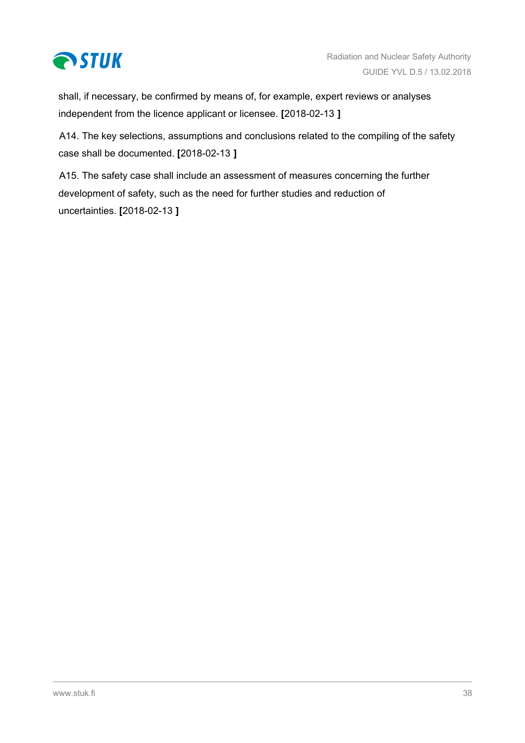shall, if necessary, be confirmed by means of, for example, expert reviews or analyses independent from the licence applicant or licensee. **[**2018-02-13 **]**

A14. The key selections, assumptions and conclusions related to the compiling of the safety case shall be documented. **[**2018-02-13 **]**

A15. The safety case shall include an assessment of measures concerning the further development of safety, such as the need for further studies and reduction of uncertainties. **[**2018-02-13 **]**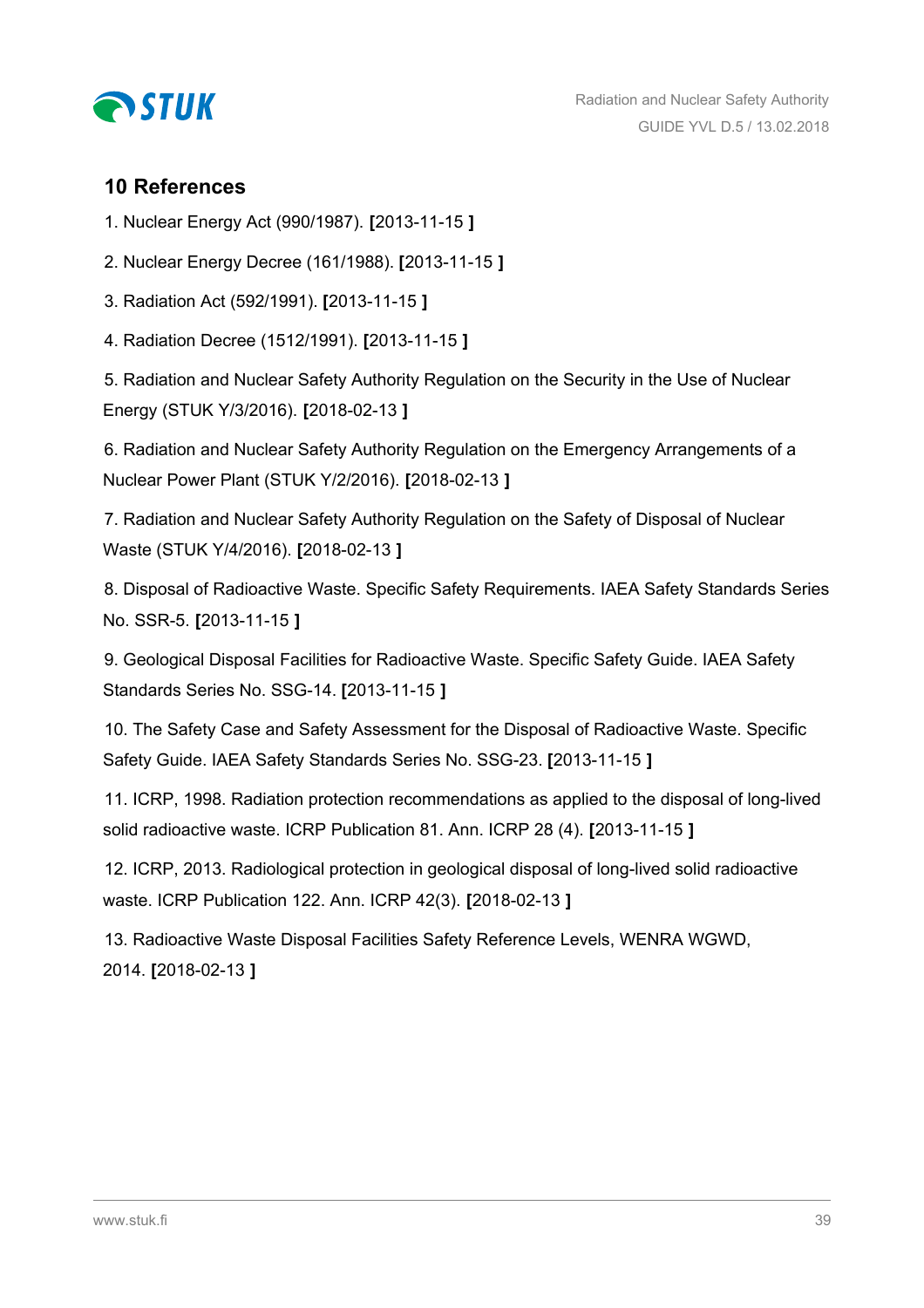## 10 References

1. Nuclear Energy Act (990/1987). [2013-11-15 ]

2. Nuclear Energy Decree (161/1988). [2013-11-15 ]

3. Radiation Act (592/1991). [2013-11-15 ]

4. Radiation Decree (1512/1991). [2013-11-15 ]

5. Radiation and Nuclear Safety Authority Regulation on the Security in the Use of Nuclear Energy (STUK Y/3/2016). [2018-02-13 ]

6. Radiation and Nuclear Safety Authority Regulation on the Emergency Arrangements of a Nuclear Power Plant (STUK Y/2/2016). [2018-02-13 ]

7. Radiation and Nuclear Safety Authority Regulation on the Safety of Disposal of Nuclear Waste (STUK Y/4/2016). [2018-02-13 ]

8. Disposal of Radioactive Waste. Specific Safety Requirements. IAEA Safety Standards Series No. SSR-5. [2013-11-15 ]

9. Geological Disposal Facilities for Radioactive Waste. Specific Safety Guide. IAEA Safety Standards Series No. SSG-14. [2013-11-15 ]

10. The Safety Case and Safety Assessment for the Disposal of Radioactive Waste. Specific Safety Guide. IAEA Safety Standards Series No. SSG-23. [2013-11-15 ]

11. ICRP, 1998. Radiation protection recommendations as applied to the disposal of long-lived solid radioactive waste. ICRP Publication 81. Ann. ICRP 28 (4). [2013-11-15 ]

12. ICRP, 2013. Radiological protection in geological disposal of long-lived solid radioactive waste. ICRP Publication 122. Ann. ICRP 42(3). [2018-02-13 ]

13. Radioactive Waste Disposal Facilities Safety Reference Levels, WENRA WGWD, 2014. [2018-02-13 ]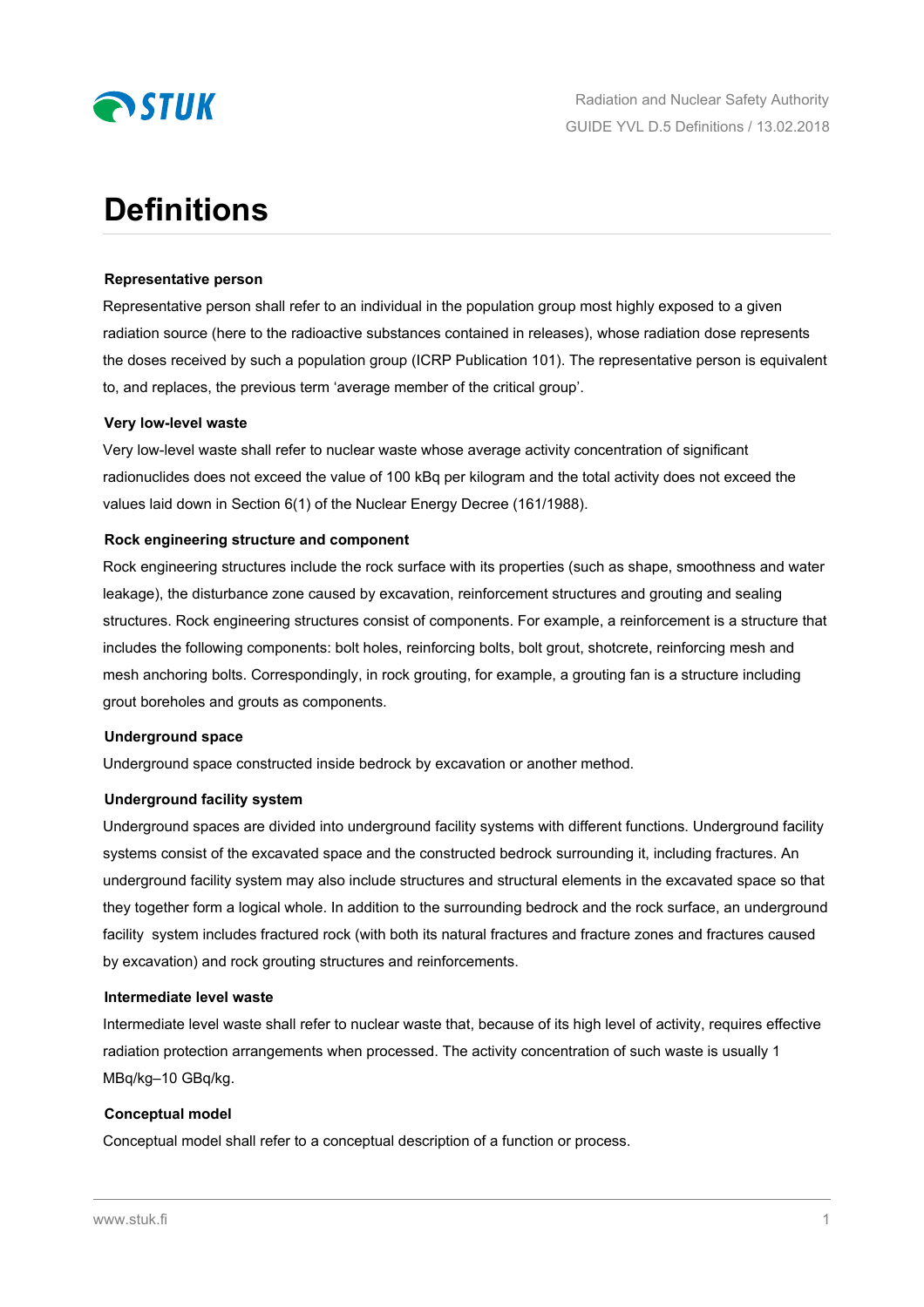# Definitions

### Representative person

Representative person shall refer to an individual in the population group most highly exposed to a given radiation source (here to the radioactive substances contained in releases), whose radiation dose represents the doses received by such a population group (ICRP Publication 101). The representative person is equivalent to, and replaces, the previous term 'average member of the critical group'.

### Very low-level waste

Very low-level waste shall refer to nuclear waste whose average activity concentration of significant radionuclides does not exceed the value of 100 kBq per kilogram and the total activity does not exceed the values laid down in Section 6(1) of the Nuclear Energy Decree (161/1988).

### Rock engineering structure and component

Rock engineering structures include the rock surface with its properties (such as shape, smoothness and water leakage), the disturbance zone caused by excavation, reinforcement structures and grouting and sealing structures. Rock engineering structures consist of components. For example, a reinforcement is a structure that includes the following components: bolt holes, reinforcing bolts, bolt grout, shotcrete, reinforcing mesh and mesh anchoring bolts. Correspondingly, in rock grouting, for example, a grouting fan is a structure including grout boreholes and grouts as components.

### Underground space

Underground space constructed inside bedrock by excavation or another method.

### Underground facility system

Underground spaces are divided into underground facility systems with different functions. Underground facility systems consist of the excavated space and the constructed bedrock surrounding it, including fractures. An underground facility system may also include structures and structural elements in the excavated space so that they together form a logical whole. In addition to the surrounding bedrock and the rock surface, an underground facility system includes fractured rock (with both its natural fractures and fracture zones and fractures caused by excavation) and rock grouting structures and reinforcements.

### Intermediate level waste

Intermediate level waste shall refer to nuclear waste that, because of its high level of activity, requires effective radiation protection arrangements when processed. The activity concentration of such waste is usually 1 MBq/kg–10 GBq/kg.

### Conceptual model

Conceptual model shall refer to a conceptual description of a function or process.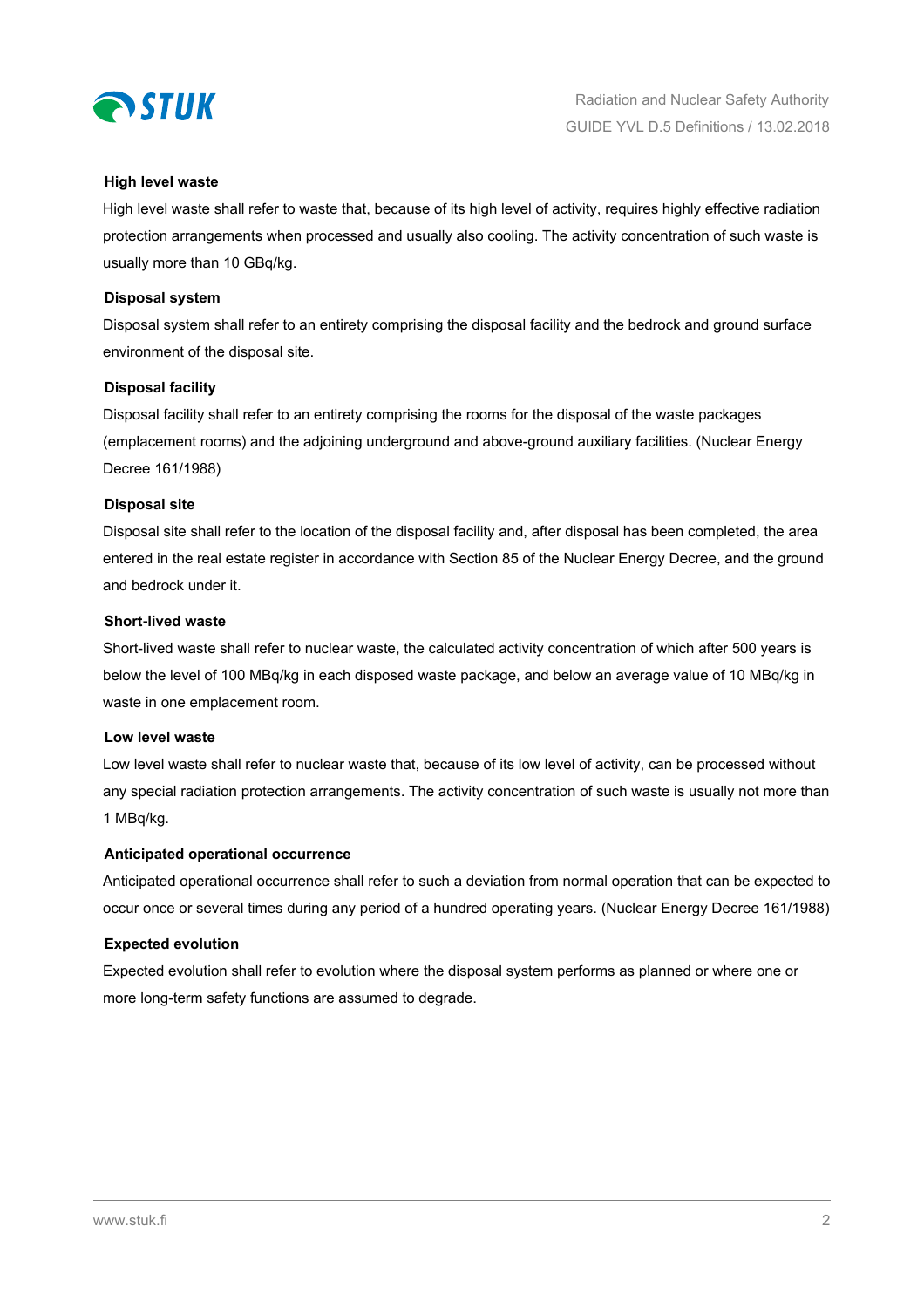**High level waste**

High level waste shall refer to waste that, because of its high level of activity, requires highly effective radiation protection arrangements when processed and usually also cooling. The activity concentration of such waste is usually more than 10 GBq/kg.

**Disposal system**

Disposal system shall refer to an entirety comprising the disposal facility and the bedrock and ground surface environment of the disposal site.

**Disposal facility**

Disposal facility shall refer to an entirety comprising the rooms for the disposal of the waste packages (emplacement rooms) and the adjoining underground and above-ground auxiliary facilities. (Nuclear Energy Decree 161/1988)

**Disposal site**

Disposal site shall refer to the location of the disposal facility and, after disposal has been completed, the area entered in the real estate register in accordance with Section 85 of the Nuclear Energy Decree, and the ground and bedrock under it.

**Short-lived waste**

Short-lived waste shall refer to nuclear waste, the calculated activity concentration of which after 500 years is below the level of 100 MBq/kg in each disposed waste package, and below an average value of 10 MBq/kg in waste in one emplacement room.

**Low level waste**

Low level waste shall refer to nuclear waste that, because of its low level of activity, can be processed without any special radiation protection arrangements. The activity concentration of such waste is usually not more than 1 MBq/kg.

**Anticipated operational occurrence**

Anticipated operational occurrence shall refer to such a deviation from normal operation that can be expected to occur once or several times during any period of a hundred operating years. (Nuclear Energy Decree 161/1988)

**Expected evolution**

Expected evolution shall refer to evolution where the disposal system performs as planned or where one or more long-term safety functions are assumed to degrade.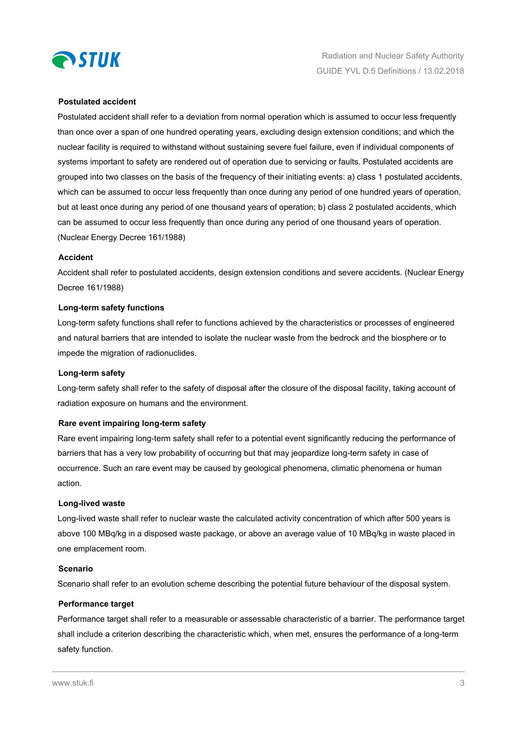**Postulated accident**

Postulated accident shall refer to a deviation from normal operation which is assumed to occur less frequently than once over a span of one hundred operating years, excluding design extension conditions; and which the nuclear facility is required to withstand without sustaining severe fuel failure, even if individual components of systems important to safety are rendered out of operation due to servicing or faults. Postulated accidents are grouped into two classes on the basis of the frequency of their initiating events: a) class 1 postulated accidents, which can be assumed to occur less frequently than once during any period of one hundred years of operation, but at least once during any period of one thousand years of operation; b) class 2 postulated accidents, which can be assumed to occur less frequently than once during any period of one thousand years of operation. (Nuclear Energy Decree 161/1988)

**Accident**

Accident shall refer to postulated accidents, design extension conditions and severe accidents. (Nuclear Energy Decree 161/1988)

**Long-term safety functions**

Long-term safety functions shall refer to functions achieved by the characteristics or processes of engineered and natural barriers that are intended to isolate the nuclear waste from the bedrock and the biosphere or to impede the migration of radionuclides.

**Long-term safety**

Long-term safety shall refer to the safety of disposal after the closure of the disposal facility, taking account of radiation exposure on humans and the environment.

**Rare event impairing long-term safety**

Rare event impairing long-term safety shall refer to a potential event significantly reducing the performance of barriers that has a very low probability of occurring but that may jeopardize long-term safety in case of occurrence. Such an rare event may be caused by geological phenomena, climatic phenomena or human action.

**Long-lived waste**

Long-lived waste shall refer to nuclear waste the calculated activity concentration of which after 500 years is above 100 MBq/kg in a disposed waste package, or above an average value of 10 MBq/kg in waste placed in one emplacement room.

**Scenario**

Scenario shall refer to an evolution scheme describing the potential future behaviour of the disposal system.

**Performance target**

Performance target shall refer to a measurable or assessable characteristic of a barrier. The performance target shall include a criterion describing the characteristic which, when met, ensures the performance of a long-term safety function.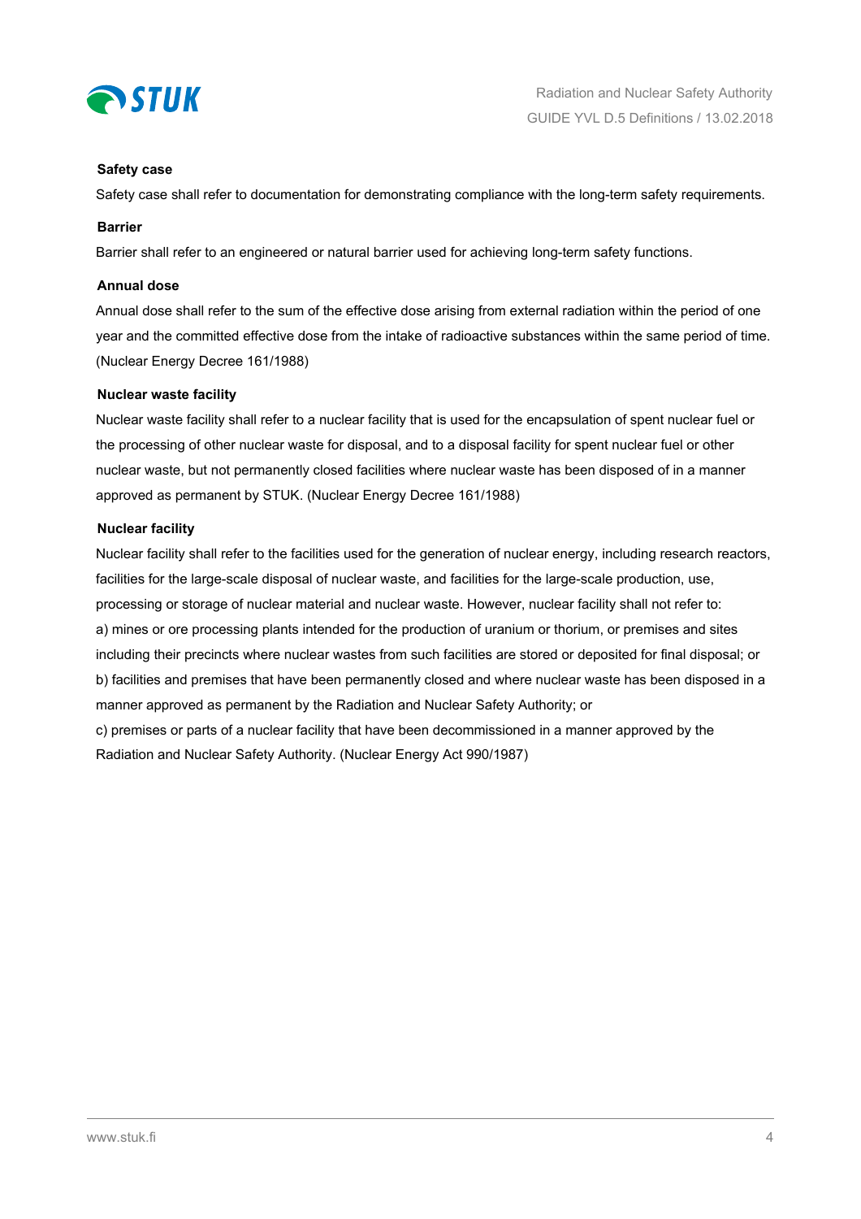**Safety case**

Safety case shall refer to documentation for demonstrating compliance with the long-term safety requirements.

**Barrier**

Barrier shall refer to an engineered or natural barrier used for achieving long-term safety functions.

**Annual dose**

Annual dose shall refer to the sum of the effective dose arising from external radiation within the period of one year and the committed effective dose from the intake of radioactive substances within the same period of time. (Nuclear Energy Decree 161/1988)

**Nuclear waste facility**

Nuclear waste facility shall refer to a nuclear facility that is used for the encapsulation of spent nuclear fuel or the processing of other nuclear waste for disposal, and to a disposal facility for spent nuclear fuel or other nuclear waste, but not permanently closed facilities where nuclear waste has been disposed of in a manner approved as permanent by STUK. (Nuclear Energy Decree 161/1988)

**Nuclear facility**

Nuclear facility shall refer to the facilities used for the generation of nuclear energy, including research reactors, facilities for the large-scale disposal of nuclear waste, and facilities for the large-scale production, use, processing or storage of nuclear material and nuclear waste. However, nuclear facility shall not refer to:

a) mines or ore processing plants intended for the production of uranium or thorium, or premises and sites including their precincts where nuclear wastes from such facilities are stored or deposited for final disposal; or

b) facilities and premises that have been permanently closed and where nuclear waste has been disposed in a manner approved as permanent by the Radiation and Nuclear Safety Authority; or

c) premises or parts of a nuclear facility that have been decommissioned in a manner approved by the Radiation and Nuclear Safety Authority. (Nuclear Energy Act 990/1987)